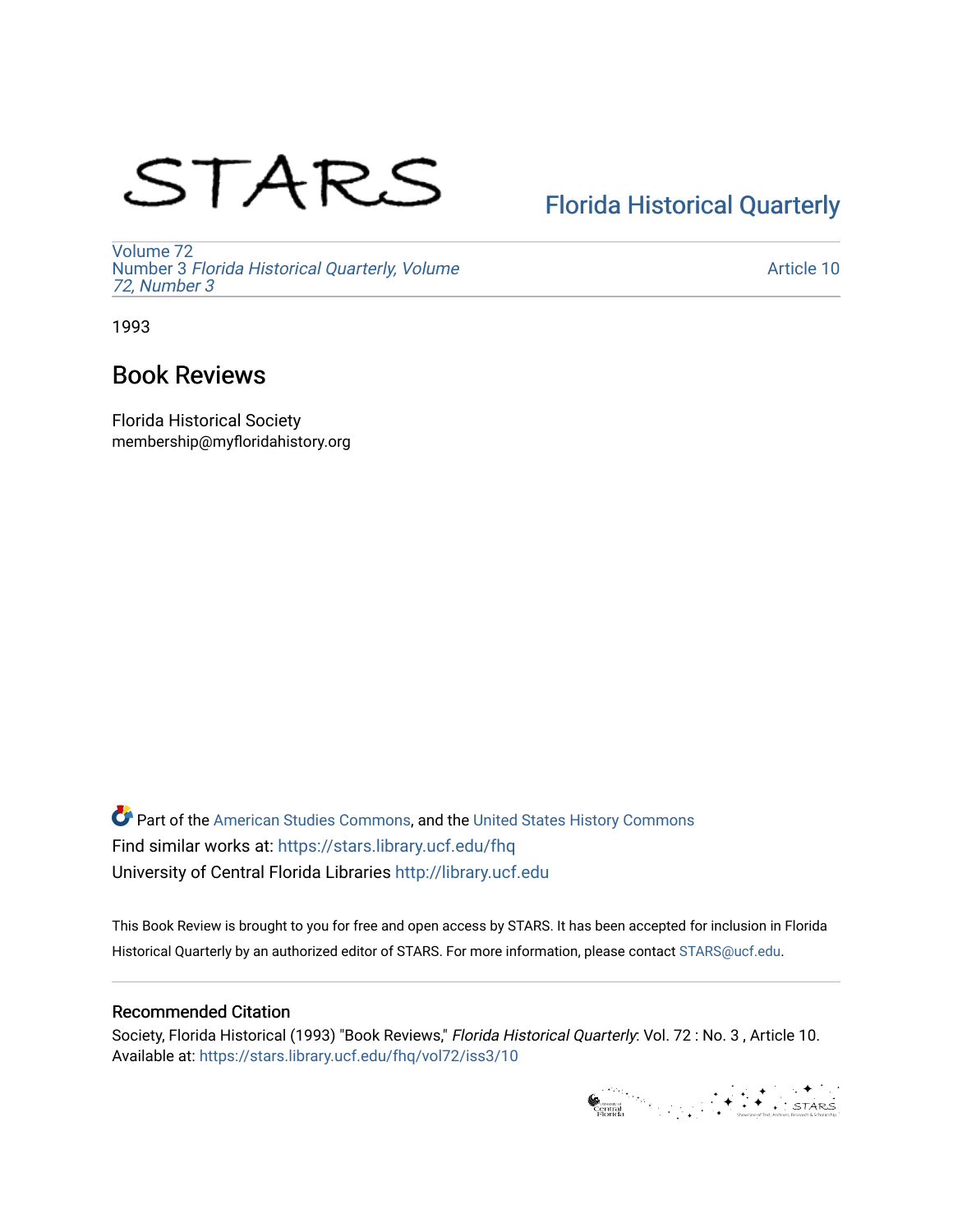STARS

Florida Historical Quarterly

Volume 72
Number 3 *Florida Historical Quarterly, Volume 72, Number 3*

Article 10

1993

# Book Reviews

Florida Historical Society
membership@myfloridahistory.org

Part of the American Studies Commons, and the United States History Commons
Find similar works at: https://stars.library.ucf.edu/fhq
University of Central Florida Libraries http://library.ucf.edu

This Book Review is brought to you for free and open access by STARS. It has been accepted for inclusion in Florida Historical Quarterly by an authorized editor of STARS. For more information, please contact STARS@ucf.edu.

## Recommended Citation

Society, Florida Historical (1993) "Book Reviews," *Florida Historical Quarterly*: Vol. 72 : No. 3 , Article 10.
Available at: https://stars.library.ucf.edu/fhq/vol72/iss3/10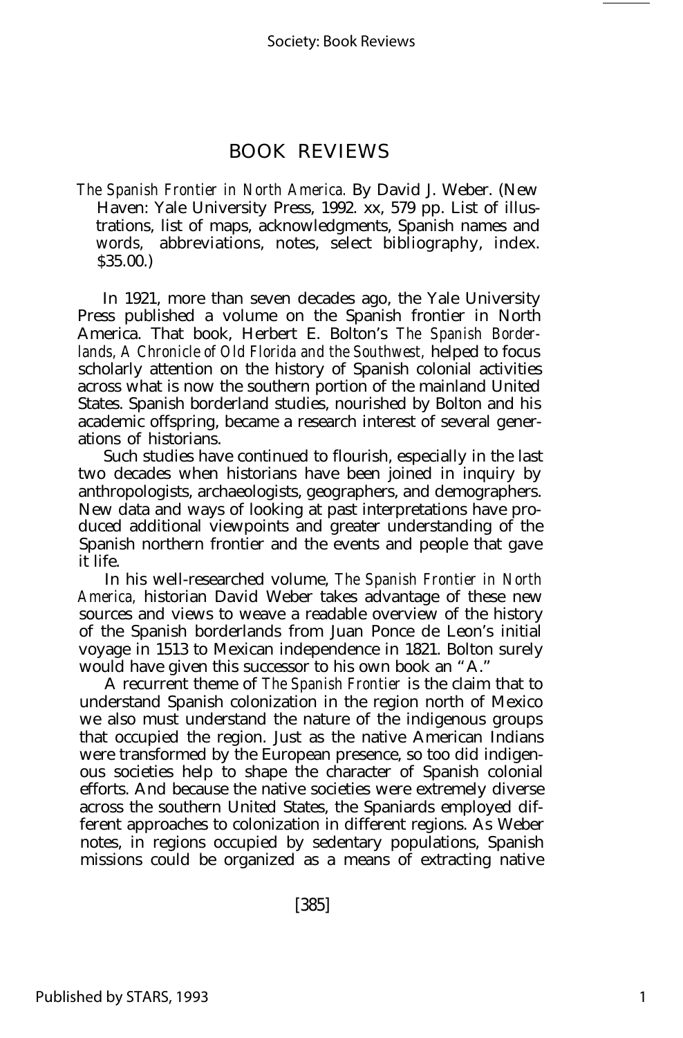# BOOK REVIEWS

*The Spanish Frontier in North America.* By David J. Weber. (New Haven: Yale University Press, 1992. xx, 579 pp. List of illustrations, list of maps, acknowledgments, Spanish names and words, abbreviations, notes, select bibliography, index. $35.00.)

In 1921, more than seven decades ago, the Yale University Press published a volume on the Spanish frontier in North America. That book, Herbert E. Bolton's *The Spanish Borderlands, A Chronicle of Old Florida and the Southwest,* helped to focus scholarly attention on the history of Spanish colonial activities across what is now the southern portion of the mainland United States. Spanish borderland studies, nourished by Bolton and his academic offspring, became a research interest of several generations of historians.

Such studies have continued to flourish, especially in the last two decades when historians have been joined in inquiry by anthropologists, archaeologists, geographers, and demographers. New data and ways of looking at past interpretations have produced additional viewpoints and greater understanding of the Spanish northern frontier and the events and people that gave it life.

In his well-researched volume, *The Spanish Frontier in North America,* historian David Weber takes advantage of these new sources and views to weave a readable overview of the history of the Spanish borderlands from Juan Ponce de Leon's initial voyage in 1513 to Mexican independence in 1821. Bolton surely would have given this successor to his own book an "A."

A recurrent theme of *The Spanish Frontier* is the claim that to understand Spanish colonization in the region north of Mexico we also must understand the nature of the indigenous groups that occupied the region. Just as the native American Indians were transformed by the European presence, so too did indigenous societies help to shape the character of Spanish colonial efforts. And because the native societies were extremely diverse across the southern United States, the Spaniards employed different approaches to colonization in different regions. As Weber notes, in regions occupied by sedentary populations, Spanish missions could be organized as a means of extracting native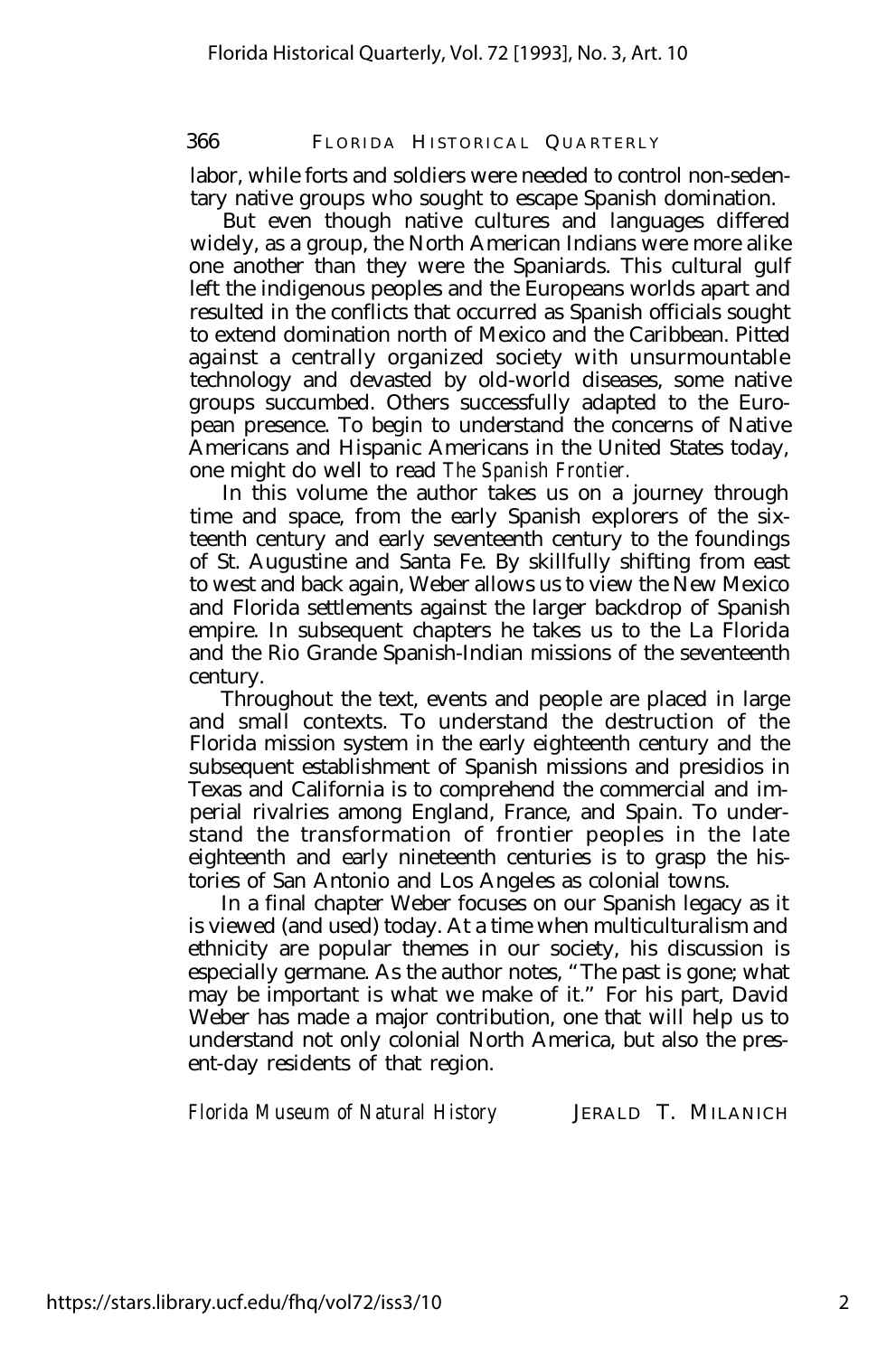labor, while forts and soldiers were needed to control non-sedentary native groups who sought to escape Spanish domination.

But even though native cultures and languages differed widely, as a group, the North American Indians were more alike one another than they were the Spaniards. This cultural gulf left the indigenous peoples and the Europeans worlds apart and resulted in the conflicts that occurred as Spanish officials sought to extend domination north of Mexico and the Caribbean. Pitted against a centrally organized society with unsurmountable technology and devasted by old-world diseases, some native groups succumbed. Others successfully adapted to the European presence. To begin to understand the concerns of Native Americans and Hispanic Americans in the United States today, one might do well to read *The Spanish Frontier.*

In this volume the author takes us on a journey through time and space, from the early Spanish explorers of the sixteenth century and early seventeenth century to the foundings of St. Augustine and Santa Fe. By skillfully shifting from east to west and back again, Weber allows us to view the New Mexico and Florida settlements against the larger backdrop of Spanish empire. In subsequent chapters he takes us to the La Florida and the Rio Grande Spanish-Indian missions of the seventeenth century.

Throughout the text, events and people are placed in large and small contexts. To understand the destruction of the Florida mission system in the early eighteenth century and the subsequent establishment of Spanish missions and presidios in Texas and California is to comprehend the commercial and imperial rivalries among England, France, and Spain. To understand the transformation of frontier peoples in the late eighteenth and early nineteenth centuries is to grasp the histories of San Antonio and Los Angeles as colonial towns.

In a final chapter Weber focuses on our Spanish legacy as it is viewed (and used) today. At a time when multiculturalism and ethnicity are popular themes in our society, his discussion is especially germane. As the author notes, "The past is gone; what may be important is what we make of it." For his part, David Weber has made a major contribution, one that will help us to understand not only colonial North America, but also the present-day residents of that region.

*Florida Museum of Natural History* JERALD T. MILANICH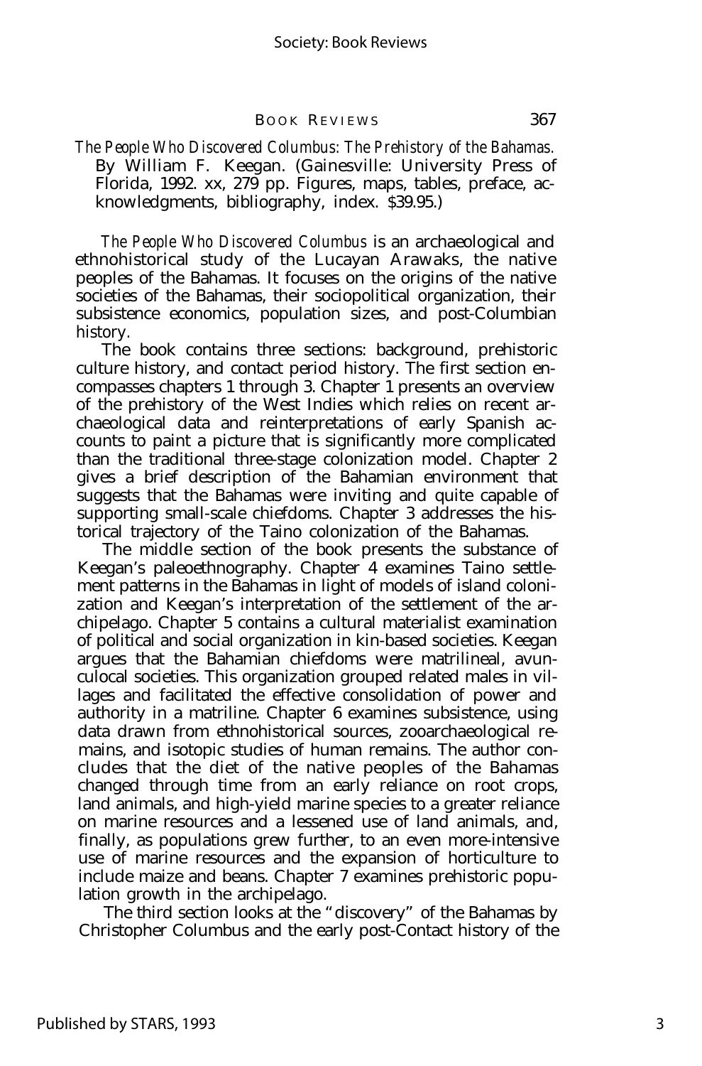*The People Who Discovered Columbus: The Prehistory of the Bahamas.* By William F. Keegan. (Gainesville: University Press of Florida, 1992. xx, 279 pp. Figures, maps, tables, preface, acknowledgments, bibliography, index. $39.95.)

*The People Who Discovered Columbus* is an archaeological and ethnohistorical study of the Lucayan Arawaks, the native peoples of the Bahamas. It focuses on the origins of the native societies of the Bahamas, their sociopolitical organization, their subsistence economics, population sizes, and post-Columbian history.

The book contains three sections: background, prehistoric culture history, and contact period history. The first section encompasses chapters 1 through 3. Chapter 1 presents an overview of the prehistory of the West Indies which relies on recent archaeological data and reinterpretations of early Spanish accounts to paint a picture that is significantly more complicated than the traditional three-stage colonization model. Chapter 2 gives a brief description of the Bahamian environment that suggests that the Bahamas were inviting and quite capable of supporting small-scale chiefdoms. Chapter 3 addresses the historical trajectory of the Taino colonization of the Bahamas.

The middle section of the book presents the substance of Keegan's paleoethnography. Chapter 4 examines Taino settlement patterns in the Bahamas in light of models of island colonization and Keegan's interpretation of the settlement of the archipelago. Chapter 5 contains a cultural materialist examination of political and social organization in kin-based societies. Keegan argues that the Bahamian chiefdoms were matrilineal, avunculocal societies. This organization grouped related males in villages and facilitated the effective consolidation of power and authority in a matriline. Chapter 6 examines subsistence, using data drawn from ethnohistorical sources, zooarchaeological remains, and isotopic studies of human remains. The author concludes that the diet of the native peoples of the Bahamas changed through time from an early reliance on root crops, land animals, and high-yield marine species to a greater reliance on marine resources and a lessened use of land animals, and, finally, as populations grew further, to an even more-intensive use of marine resources and the expansion of horticulture to include maize and beans. Chapter 7 examines prehistoric population growth in the archipelago.

The third section looks at the "discovery" of the Bahamas by Christopher Columbus and the early post-Contact history of the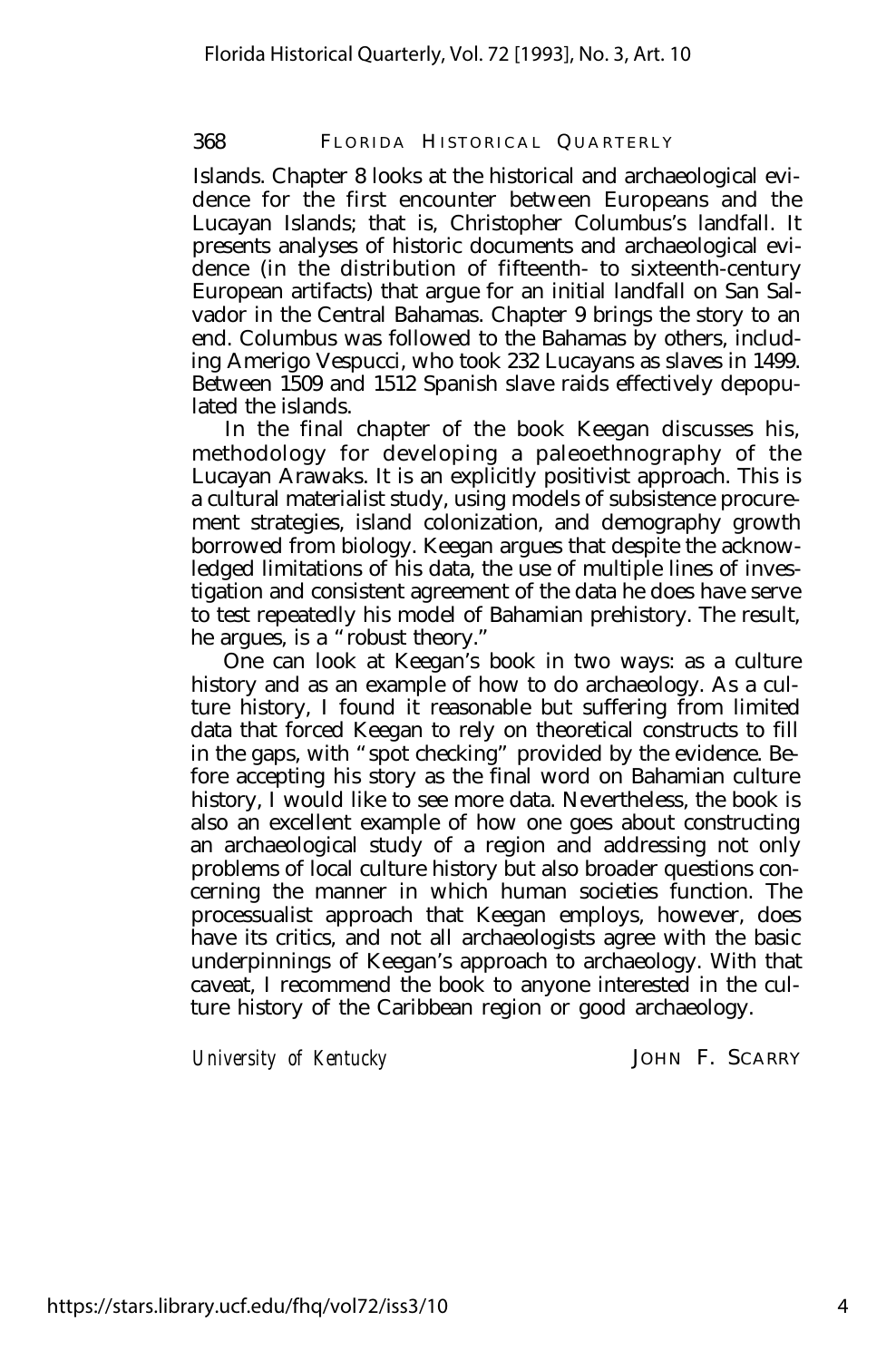Islands. Chapter 8 looks at the historical and archaeological evidence for the first encounter between Europeans and the Lucayan Islands; that is, Christopher Columbus's landfall. It presents analyses of historic documents and archaeological evidence (in the distribution of fifteenth- to sixteenth-century European artifacts) that argue for an initial landfall on San Salvador in the Central Bahamas. Chapter 9 brings the story to an end. Columbus was followed to the Bahamas by others, including Amerigo Vespucci, who took 232 Lucayans as slaves in 1499. Between 1509 and 1512 Spanish slave raids effectively depopulated the islands.

In the final chapter of the book Keegan discusses his, methodology for developing a paleoethnography of the Lucayan Arawaks. It is an explicitly positivist approach. This is a cultural materialist study, using models of subsistence procurement strategies, island colonization, and demography growth borrowed from biology. Keegan argues that despite the acknowledged limitations of his data, the use of multiple lines of investigation and consistent agreement of the data he does have serve to test repeatedly his model of Bahamian prehistory. The result, he argues, is a "robust theory."

One can look at Keegan's book in two ways: as a culture history and as an example of how to do archaeology. As a culture history, I found it reasonable but suffering from limited data that forced Keegan to rely on theoretical constructs to fill in the gaps, with "spot checking" provided by the evidence. Before accepting his story as the final word on Bahamian culture history, I would like to see more data. Nevertheless, the book is also an excellent example of how one goes about constructing an archaeological study of a region and addressing not only problems of local culture history but also broader questions concerning the manner in which human societies function. The processualist approach that Keegan employs, however, does have its critics, and not all archaeologists agree with the basic underpinnings of Keegan's approach to archaeology. With that caveat, I recommend the book to anyone interested in the culture history of the Caribbean region or good archaeology.

*University of Kentucky* JOHN F. SCARRY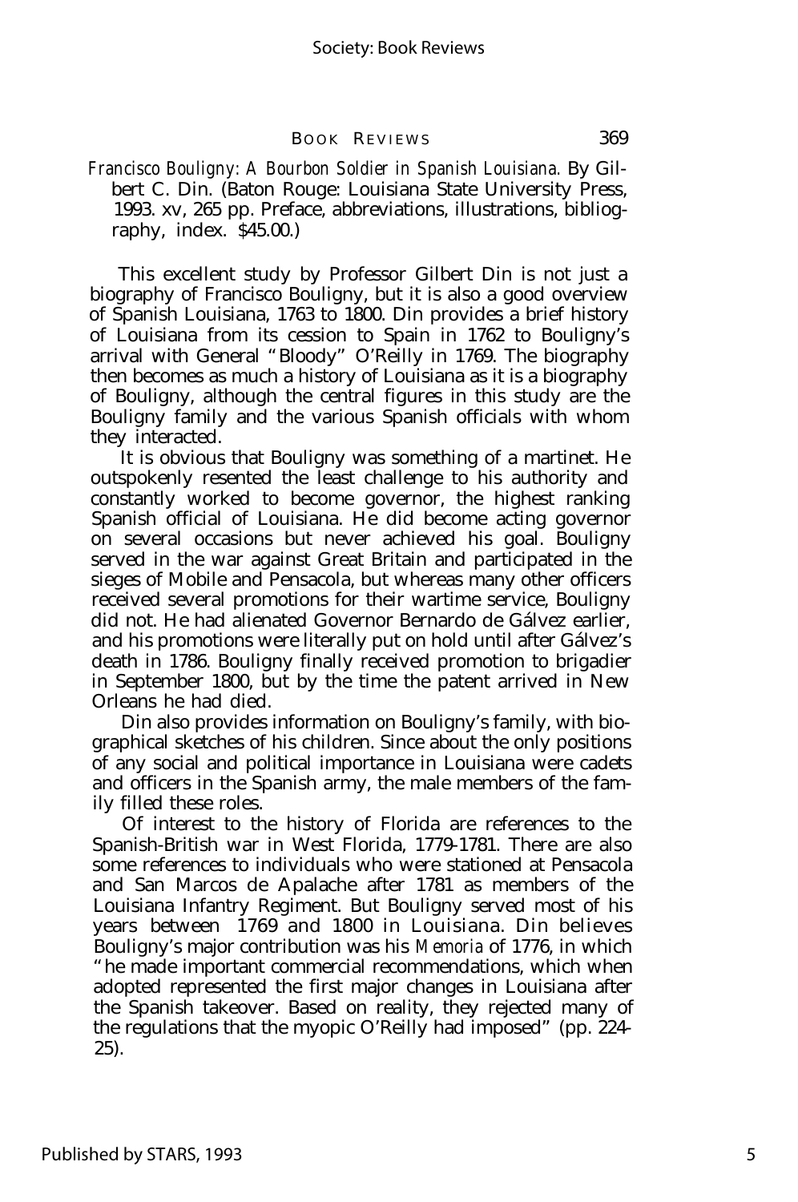*Francisco Bouligny: A Bourbon Soldier in Spanish Louisiana.* By Gilbert C. Din. (Baton Rouge: Louisiana State University Press, 1993. xv, 265 pp. Preface, abbreviations, illustrations, bibliography, index. $45.00.)

This excellent study by Professor Gilbert Din is not just a biography of Francisco Bouligny, but it is also a good overview of Spanish Louisiana, 1763 to 1800. Din provides a brief history of Louisiana from its cession to Spain in 1762 to Bouligny's arrival with General "Bloody" O'Reilly in 1769. The biography then becomes as much a history of Louisiana as it is a biography of Bouligny, although the central figures in this study are the Bouligny family and the various Spanish officials with whom they interacted.

It is obvious that Bouligny was something of a martinet. He outspokenly resented the least challenge to his authority and constantly worked to become governor, the highest ranking Spanish official of Louisiana. He did become acting governor on several occasions but never achieved his goal. Bouligny served in the war against Great Britain and participated in the sieges of Mobile and Pensacola, but whereas many other officers received several promotions for their wartime service, Bouligny did not. He had alienated Governor Bernardo de Gálvez earlier, and his promotions were literally put on hold until after Gálvez's death in 1786. Bouligny finally received promotion to brigadier in September 1800, but by the time the patent arrived in New Orleans he had died.

Din also provides information on Bouligny's family, with biographical sketches of his children. Since about the only positions of any social and political importance in Louisiana were cadets and officers in the Spanish army, the male members of the family filled these roles.

Of interest to the history of Florida are references to the Spanish-British war in West Florida, 1779-1781. There are also some references to individuals who were stationed at Pensacola and San Marcos de Apalache after 1781 as members of the Louisiana Infantry Regiment. But Bouligny served most of his years between 1769 and 1800 in Louisiana. Din believes Bouligny's major contribution was his *Memoria* of 1776, in which "he made important commercial recommendations, which when adopted represented the first major changes in Louisiana after the Spanish takeover. Based on reality, they rejected many of the regulations that the myopic O'Reilly had imposed" (pp. 224-25).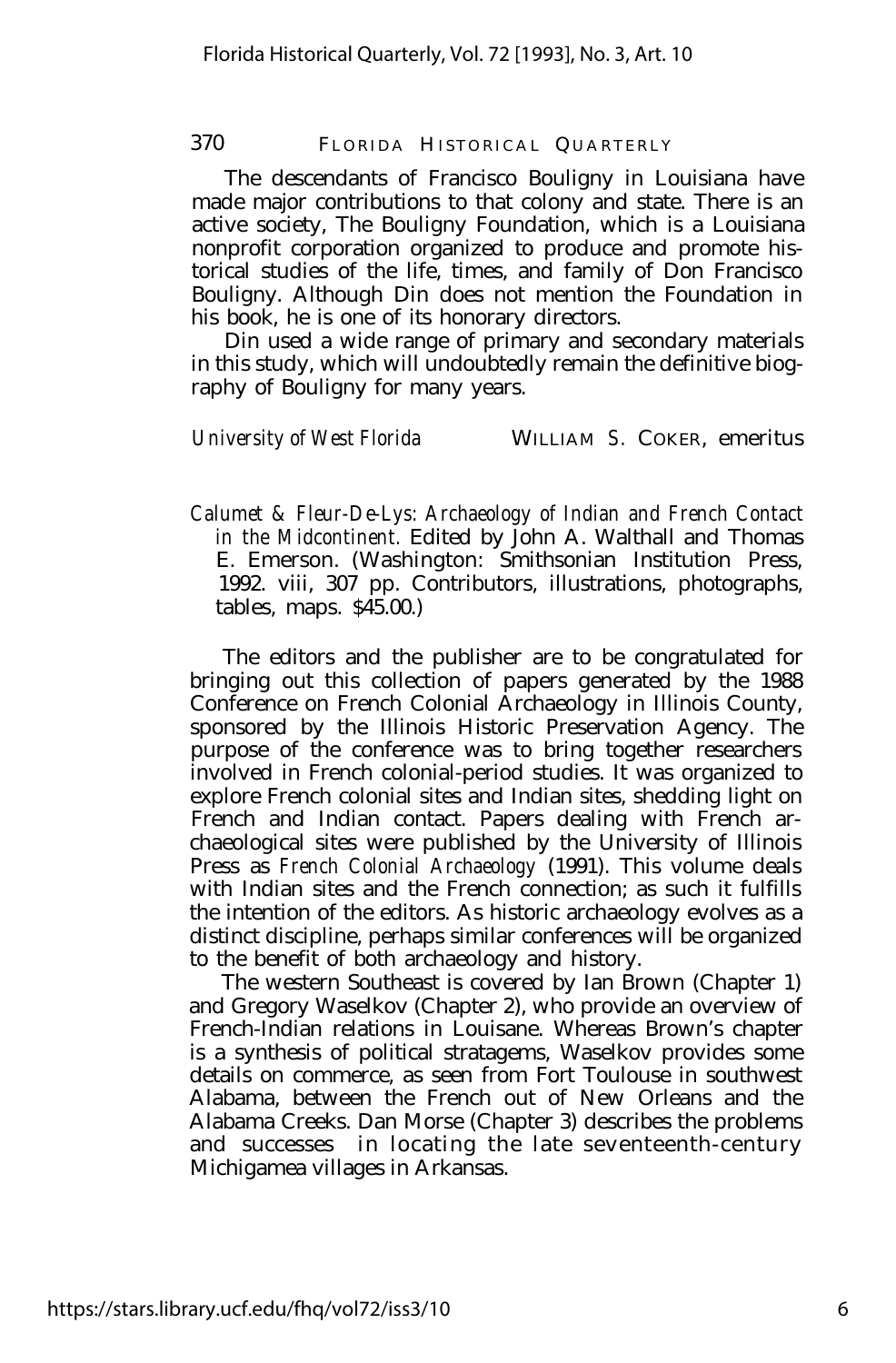The descendants of Francisco Bouligny in Louisiana have made major contributions to that colony and state. There is an active society, The Bouligny Foundation, which is a Louisiana nonprofit corporation organized to produce and promote historical studies of the life, times, and family of Don Francisco Bouligny. Although Din does not mention the Foundation in his book, he is one of its honorary directors.

Din used a wide range of primary and secondary materials in this study, which will undoubtedly remain the definitive biography of Bouligny for many years.

*University of West Florida* WILLIAM S. COKER, emeritus

*Calumet & Fleur-De-Lys: Archaeology of Indian and French Contact in the Midcontinent.* Edited by John A. Walthall and Thomas E. Emerson. (Washington: Smithsonian Institution Press, 1992. viii, 307 pp. Contributors, illustrations, photographs, tables, maps. $45.00.)

The editors and the publisher are to be congratulated for bringing out this collection of papers generated by the 1988 Conference on French Colonial Archaeology in Illinois County, sponsored by the Illinois Historic Preservation Agency. The purpose of the conference was to bring together researchers involved in French colonial-period studies. It was organized to explore French colonial sites and Indian sites, shedding light on French and Indian contact. Papers dealing with French archaeological sites were published by the University of Illinois Press as *French Colonial Archaeology* (1991). This volume deals with Indian sites and the French connection; as such it fulfills the intention of the editors. As historic archaeology evolves as a distinct discipline, perhaps similar conferences will be organized to the benefit of both archaeology and history.

The western Southeast is covered by Ian Brown (Chapter 1) and Gregory Waselkov (Chapter 2), who provide an overview of French-Indian relations in Louisane. Whereas Brown's chapter is a synthesis of political stratagems, Waselkov provides some details on commerce, as seen from Fort Toulouse in southwest Alabama, between the French out of New Orleans and the Alabama Creeks. Dan Morse (Chapter 3) describes the problems and successes in locating the late seventeenth-century Michigamea villages in Arkansas.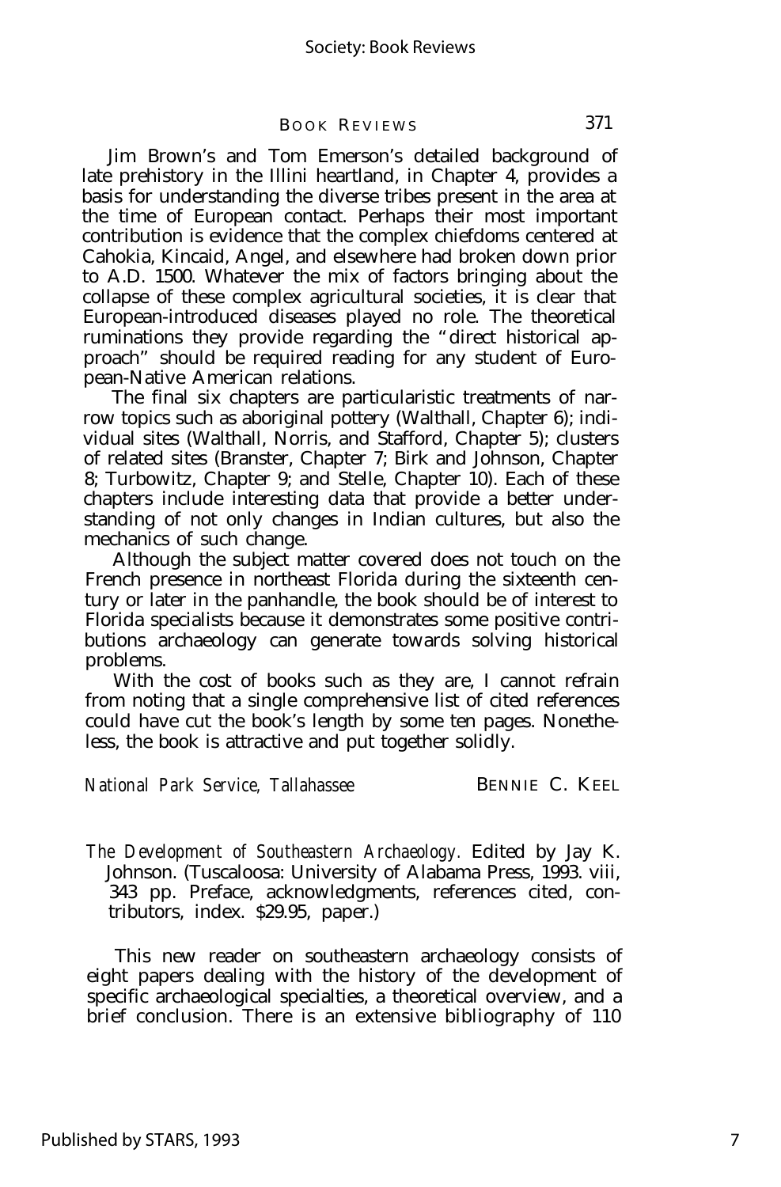Jim Brown's and Tom Emerson's detailed background of late prehistory in the Illini heartland, in Chapter 4, provides a basis for understanding the diverse tribes present in the area at the time of European contact. Perhaps their most important contribution is evidence that the complex chiefdoms centered at Cahokia, Kincaid, Angel, and elsewhere had broken down prior to A.D. 1500. Whatever the mix of factors bringing about the collapse of these complex agricultural societies, it is clear that European-introduced diseases played no role. The theoretical ruminations they provide regarding the "direct historical approach" should be required reading for any student of European-Native American relations.

The final six chapters are particularistic treatments of narrow topics such as aboriginal pottery (Walthall, Chapter 6); individual sites (Walthall, Norris, and Stafford, Chapter 5); clusters of related sites (Branster, Chapter 7; Birk and Johnson, Chapter 8; Turbowitz, Chapter 9; and Stelle, Chapter 10). Each of these chapters include interesting data that provide a better understanding of not only changes in Indian cultures, but also the mechanics of such change.

Although the subject matter covered does not touch on the French presence in northeast Florida during the sixteenth century or later in the panhandle, the book should be of interest to Florida specialists because it demonstrates some positive contributions archaeology can generate towards solving historical problems.

With the cost of books such as they are, I cannot refrain from noting that a single comprehensive list of cited references could have cut the book's length by some ten pages. Nonetheless, the book is attractive and put together solidly.

*National Park Service, Tallahassee* BENNIE C. KEEL

*The Development of Southeastern Archaeology*. Edited by Jay K. Johnson. (Tuscaloosa: University of Alabama Press, 1993. viii, 343 pp. Preface, acknowledgments, references cited, contributors, index. $29.95, paper.)

This new reader on southeastern archaeology consists of eight papers dealing with the history of the development of specific archaeological specialties, a theoretical overview, and a brief conclusion. There is an extensive bibliography of 110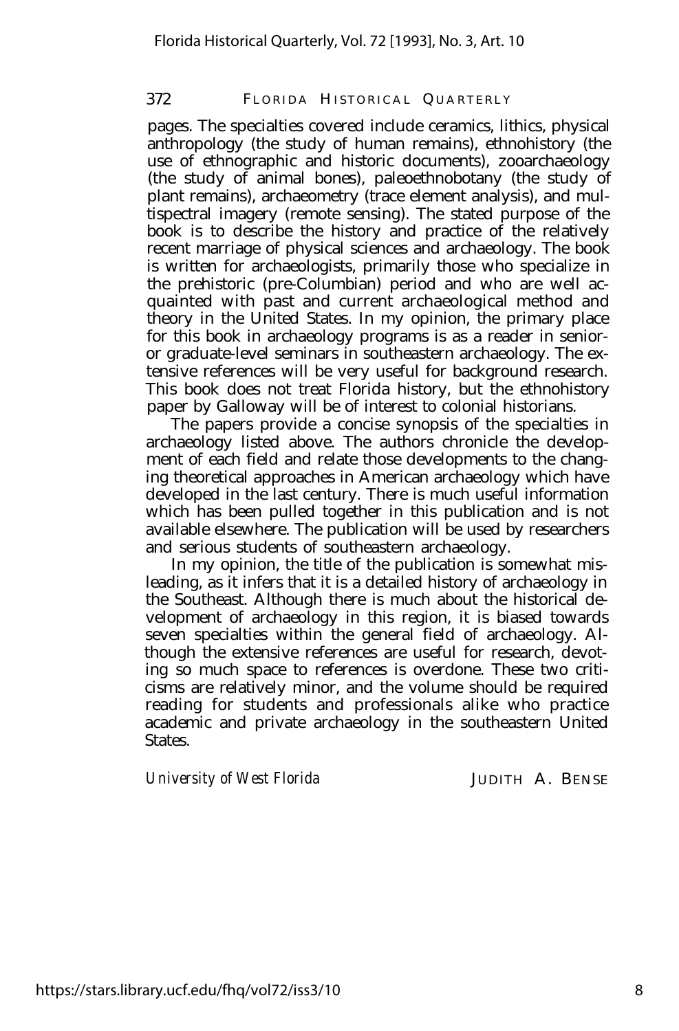pages. The specialties covered include ceramics, lithics, physical anthropology (the study of human remains), ethnohistory (the use of ethnographic and historic documents), zooarchaeology (the study of animal bones), paleoethnobotany (the study of plant remains), archaeometry (trace element analysis), and multispectral imagery (remote sensing). The stated purpose of the book is to describe the history and practice of the relatively recent marriage of physical sciences and archaeology. The book is written for archaeologists, primarily those who specialize in the prehistoric (pre-Columbian) period and who are well acquainted with past and current archaeological method and theory in the United States. In my opinion, the primary place for this book in archaeology programs is as a reader in senior- or graduate-level seminars in southeastern archaeology. The extensive references will be very useful for background research. This book does not treat Florida history, but the ethnohistory paper by Galloway will be of interest to colonial historians.

The papers provide a concise synopsis of the specialties in archaeology listed above. The authors chronicle the development of each field and relate those developments to the changing theoretical approaches in American archaeology which have developed in the last century. There is much useful information which has been pulled together in this publication and is not available elsewhere. The publication will be used by researchers and serious students of southeastern archaeology.

In my opinion, the title of the publication is somewhat misleading, as it infers that it is a detailed history of archaeology in the Southeast. Although there is much about the historical development of archaeology in this region, it is biased towards seven specialties within the general field of archaeology. Although the extensive references are useful for research, devoting so much space to references is overdone. These two criticisms are relatively minor, and the volume should be required reading for students and professionals alike who practice academic and private archaeology in the southeastern United States.

*University of West Florida* JUDITH A. BENSE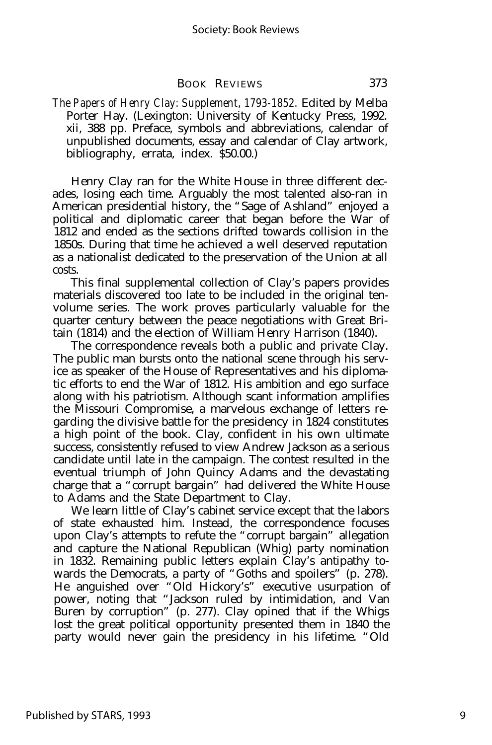*The Papers of Henry Clay: Supplement, 1793-1852.* Edited by Melba Porter Hay. (Lexington: University of Kentucky Press, 1992. xii, 388 pp. Preface, symbols and abbreviations, calendar of unpublished documents, essay and calendar of Clay artwork, bibliography, errata, index. $50.00.)

Henry Clay ran for the White House in three different decades, losing each time. Arguably the most talented also-ran in American presidential history, the "Sage of Ashland" enjoyed a political and diplomatic career that began before the War of 1812 and ended as the sections drifted towards collision in the 1850s. During that time he achieved a well deserved reputation as a nationalist dedicated to the preservation of the Union at all costs.

This final supplemental collection of Clay's papers provides materials discovered too late to be included in the original ten-volume series. The work proves particularly valuable for the quarter century between the peace negotiations with Great Britain (1814) and the election of William Henry Harrison (1840).

The correspondence reveals both a public and private Clay. The public man bursts onto the national scene through his service as speaker of the House of Representatives and his diplomatic efforts to end the War of 1812. His ambition and ego surface along with his patriotism. Although scant information amplifies the Missouri Compromise, a marvelous exchange of letters regarding the divisive battle for the presidency in 1824 constitutes a high point of the book. Clay, confident in his own ultimate success, consistently refused to view Andrew Jackson as a serious candidate until late in the campaign. The contest resulted in the eventual triumph of John Quincy Adams and the devastating charge that a "corrupt bargain" had delivered the White House to Adams and the State Department to Clay.

We learn little of Clay's cabinet service except that the labors of state exhausted him. Instead, the correspondence focuses upon Clay's attempts to refute the "corrupt bargain" allegation and capture the National Republican (Whig) party nomination in 1832. Remaining public letters explain Clay's antipathy towards the Democrats, a party of "Goths and spoilers" (p. 278). He anguished over "Old Hickory's" executive usurpation of power, noting that "Jackson ruled by intimidation, and Van Buren by corruption" (p. 277). Clay opined that if the Whigs lost the great political opportunity presented them in 1840 the party would never gain the presidency in his lifetime. "Old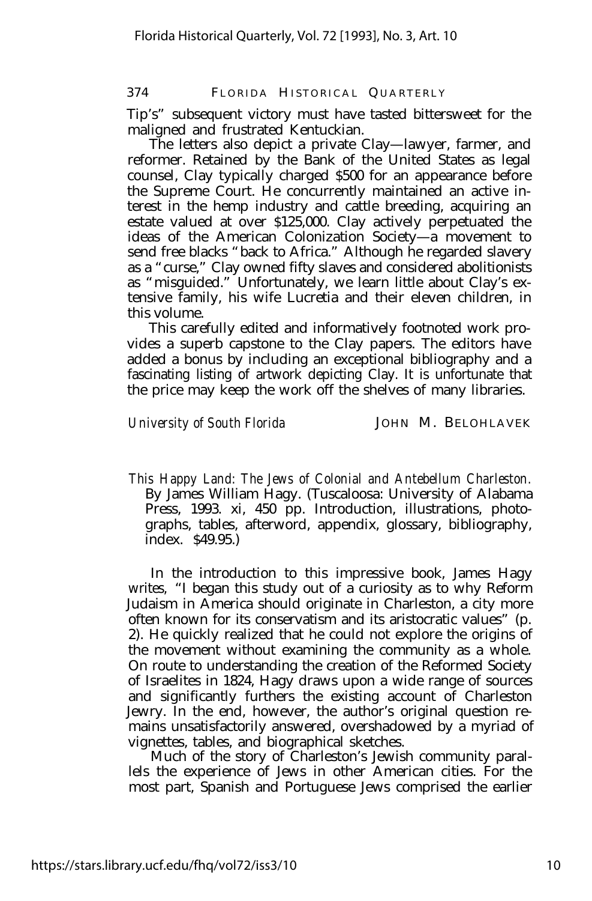Tip's" subsequent victory must have tasted bittersweet for the maligned and frustrated Kentuckian.

The letters also depict a private Clay—lawyer, farmer, and reformer. Retained by the Bank of the United States as legal counsel, Clay typically charged $500 for an appearance before the Supreme Court. He concurrently maintained an active interest in the hemp industry and cattle breeding, acquiring an estate valued at over $125,000. Clay actively perpetuated the ideas of the American Colonization Society—a movement to send free blacks "back to Africa." Although he regarded slavery as a "curse," Clay owned fifty slaves and considered abolitionists as "misguided." Unfortunately, we learn little about Clay's extensive family, his wife Lucretia and their eleven children, in this volume.

This carefully edited and informatively footnoted work provides a superb capstone to the Clay papers. The editors have added a bonus by including an exceptional bibliography and a fascinating listing of artwork depicting Clay. It is unfortunate that the price may keep the work off the shelves of many libraries.

*University of South Florida* JOHN M. BELOHLAVEK

*This Happy Land: The Jews of Colonial and Antebellum Charleston.* By James William Hagy. (Tuscaloosa: University of Alabama Press, 1993. xi, 450 pp. Introduction, illustrations, photographs, tables, afterword, appendix, glossary, bibliography, index. $49.95.)

In the introduction to this impressive book, James Hagy writes, "I began this study out of a curiosity as to why Reform Judaism in America should originate in Charleston, a city more often known for its conservatism and its aristocratic values" (p. 2). He quickly realized that he could not explore the origins of the movement without examining the community as a whole. On route to understanding the creation of the Reformed Society of Israelites in 1824, Hagy draws upon a wide range of sources and significantly furthers the existing account of Charleston Jewry. In the end, however, the author's original question remains unsatisfactorily answered, overshadowed by a myriad of vignettes, tables, and biographical sketches.

Much of the story of Charleston's Jewish community parallels the experience of Jews in other American cities. For the most part, Spanish and Portuguese Jews comprised the earlier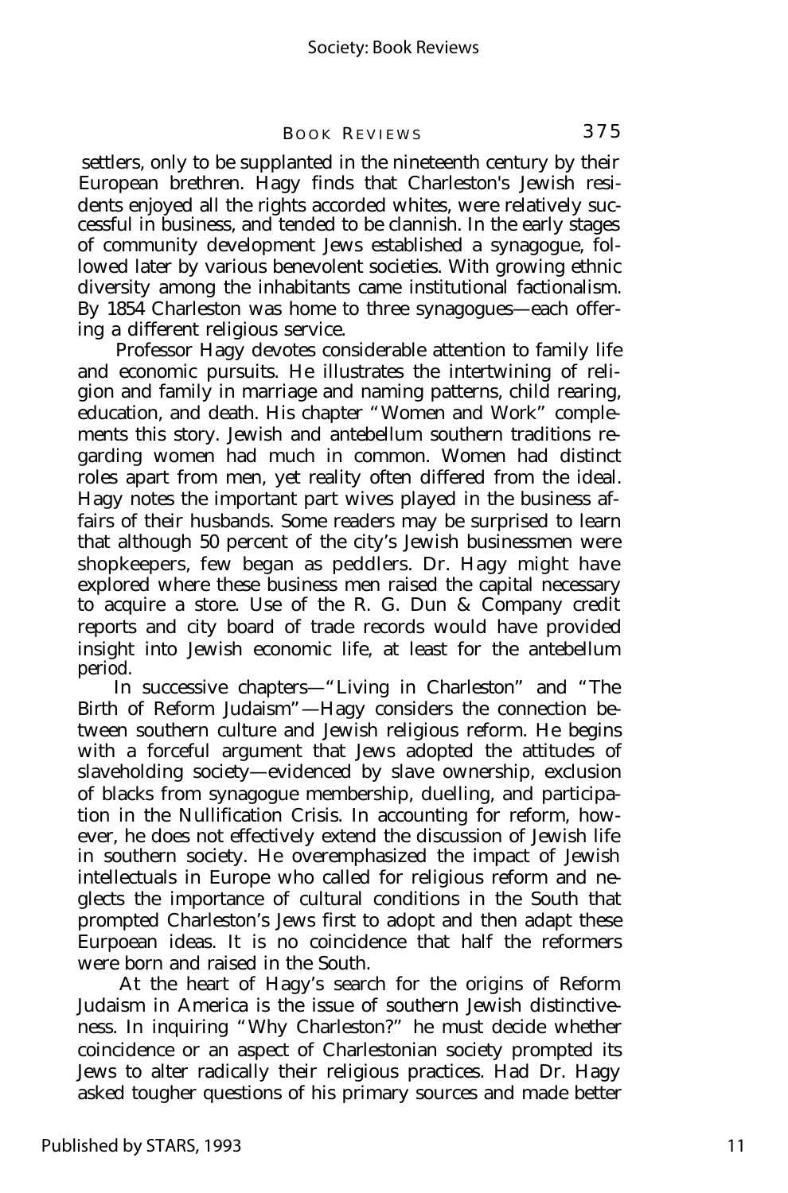settlers, only to be supplanted in the nineteenth century by their European brethren. Hagy finds that Charleston's Jewish residents enjoyed all the rights accorded whites, were relatively successful in business, and tended to be clannish. In the early stages of community development Jews established a synagogue, followed later by various benevolent societies. With growing ethnic diversity among the inhabitants came institutional factionalism. By 1854 Charleston was home to three synagogues—each offering a different religious service.

Professor Hagy devotes considerable attention to family life and economic pursuits. He illustrates the intertwining of religion and family in marriage and naming patterns, child rearing, education, and death. His chapter "Women and Work" complements this story. Jewish and antebellum southern traditions regarding women had much in common. Women had distinct roles apart from men, yet reality often differed from the ideal. Hagy notes the important part wives played in the business affairs of their husbands. Some readers may be surprised to learn that although 50 percent of the city's Jewish businessmen were shopkeepers, few began as peddlers. Dr. Hagy might have explored where these business men raised the capital necessary to acquire a store. Use of the R. G. Dun & Company credit reports and city board of trade records would have provided insight into Jewish economic life, at least for the antebellum period.

In successive chapters—"Living in Charleston" and "The Birth of Reform Judaism"—Hagy considers the connection between southern culture and Jewish religious reform. He begins with a forceful argument that Jews adopted the attitudes of slaveholding society—evidenced by slave ownership, exclusion of blacks from synagogue membership, duelling, and participation in the Nullification Crisis. In accounting for reform, however, he does not effectively extend the discussion of Jewish life in southern society. He overemphasized the impact of Jewish intellectuals in Europe who called for religious reform and neglects the importance of cultural conditions in the South that prompted Charleston's Jews first to adopt and then adapt these Eurpoean ideas. It is no coincidence that half the reformers were born and raised in the South.

At the heart of Hagy's search for the origins of Reform Judaism in America is the issue of southern Jewish distinctiveness. In inquiring "Why Charleston?" he must decide whether coincidence or an aspect of Charlestonian society prompted its Jews to alter radically their religious practices. Had Dr. Hagy asked tougher questions of his primary sources and made better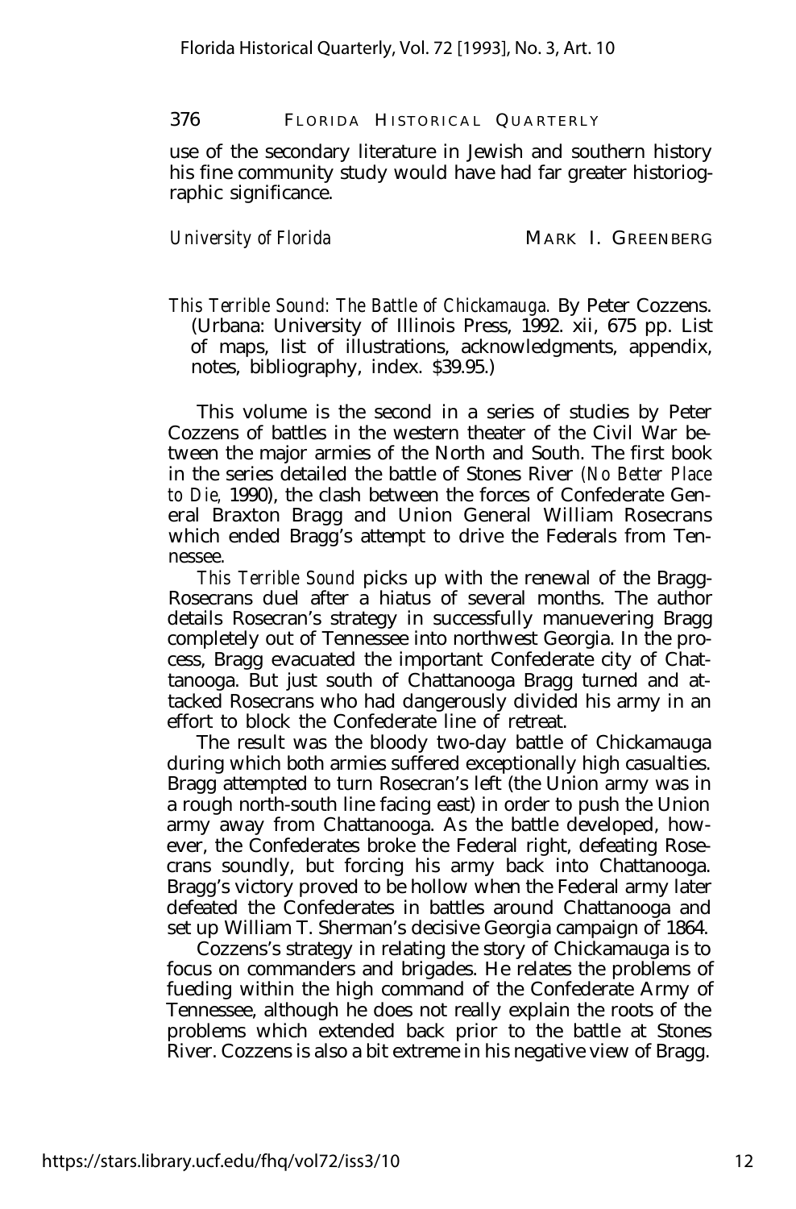use of the secondary literature in Jewish and southern history his fine community study would have had far greater historiographic significance.

*University of Florida* MARK I. GREENBERG

*This Terrible Sound: The Battle of Chickamauga.* By Peter Cozzens. (Urbana: University of Illinois Press, 1992. xii, 675 pp. List of maps, list of illustrations, acknowledgments, appendix, notes, bibliography, index. $39.95.)

This volume is the second in a series of studies by Peter Cozzens of battles in the western theater of the Civil War between the major armies of the North and South. The first book in the series detailed the battle of Stones River (*No Better Place to Die,* 1990), the clash between the forces of Confederate General Braxton Bragg and Union General William Rosecrans which ended Bragg's attempt to drive the Federals from Tennessee.

*This Terrible Sound* picks up with the renewal of the Bragg-Rosecrans duel after a hiatus of several months. The author details Rosecran's strategy in successfully manuevering Bragg completely out of Tennessee into northwest Georgia. In the process, Bragg evacuated the important Confederate city of Chattanooga. But just south of Chattanooga Bragg turned and attacked Rosecrans who had dangerously divided his army in an effort to block the Confederate line of retreat.

The result was the bloody two-day battle of Chickamauga during which both armies suffered exceptionally high casualties. Bragg attempted to turn Rosecran's left (the Union army was in a rough north-south line facing east) in order to push the Union army away from Chattanooga. As the battle developed, however, the Confederates broke the Federal right, defeating Rosecrans soundly, but forcing his army back into Chattanooga. Bragg's victory proved to be hollow when the Federal army later defeated the Confederates in battles around Chattanooga and set up William T. Sherman's decisive Georgia campaign of 1864.

Cozzens's strategy in relating the story of Chickamauga is to focus on commanders and brigades. He relates the problems of fueding within the high command of the Confederate Army of Tennessee, although he does not really explain the roots of the problems which extended back prior to the battle at Stones River. Cozzens is also a bit extreme in his negative view of Bragg.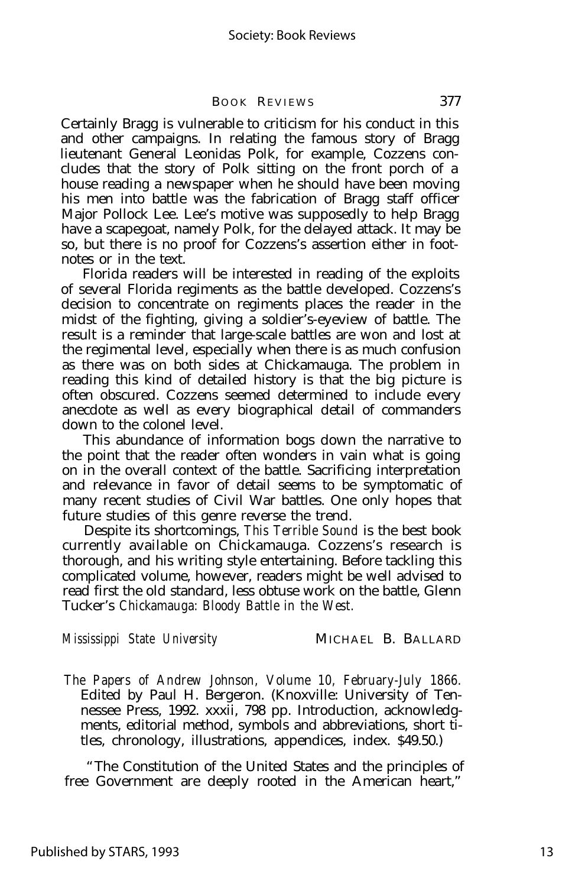Certainly Bragg is vulnerable to criticism for his conduct in this and other campaigns. In relating the famous story of Bragg lieutenant General Leonidas Polk, for example, Cozzens concludes that the story of Polk sitting on the front porch of a house reading a newspaper when he should have been moving his men into battle was the fabrication of Bragg staff officer Major Pollock Lee. Lee's motive was supposedly to help Bragg have a scapegoat, namely Polk, for the delayed attack. It may be so, but there is no proof for Cozzens's assertion either in footnotes or in the text.

Florida readers will be interested in reading of the exploits of several Florida regiments as the battle developed. Cozzens's decision to concentrate on regiments places the reader in the midst of the fighting, giving a soldier's-eyeview of battle. The result is a reminder that large-scale battles are won and lost at the regimental level, especially when there is as much confusion as there was on both sides at Chickamauga. The problem in reading this kind of detailed history is that the big picture is often obscured. Cozzens seemed determined to include every anecdote as well as every biographical detail of commanders down to the colonel level.

This abundance of information bogs down the narrative to the point that the reader often wonders in vain what is going on in the overall context of the battle. Sacrificing interpretation and relevance in favor of detail seems to be symptomatic of many recent studies of Civil War battles. One only hopes that future studies of this genre reverse the trend.

Despite its shortcomings, *This Terrible Sound* is the best book currently available on Chickamauga. Cozzens's research is thorough, and his writing style entertaining. Before tackling this complicated volume, however, readers might be well advised to read first the old standard, less obtuse work on the battle, Glenn Tucker's *Chickamauga: Bloody Battle in the West.*

*Mississippi State University* MICHAEL B. BALLARD

*The Papers of Andrew Johnson, Volume 10, February-July 1866.* Edited by Paul H. Bergeron. (Knoxville: University of Tennessee Press, 1992. xxxii, 798 pp. Introduction, acknowledgments, editorial method, symbols and abbreviations, short titles, chronology, illustrations, appendices, index. $49.50.)

"The Constitution of the United States and the principles of free Government are deeply rooted in the American heart,"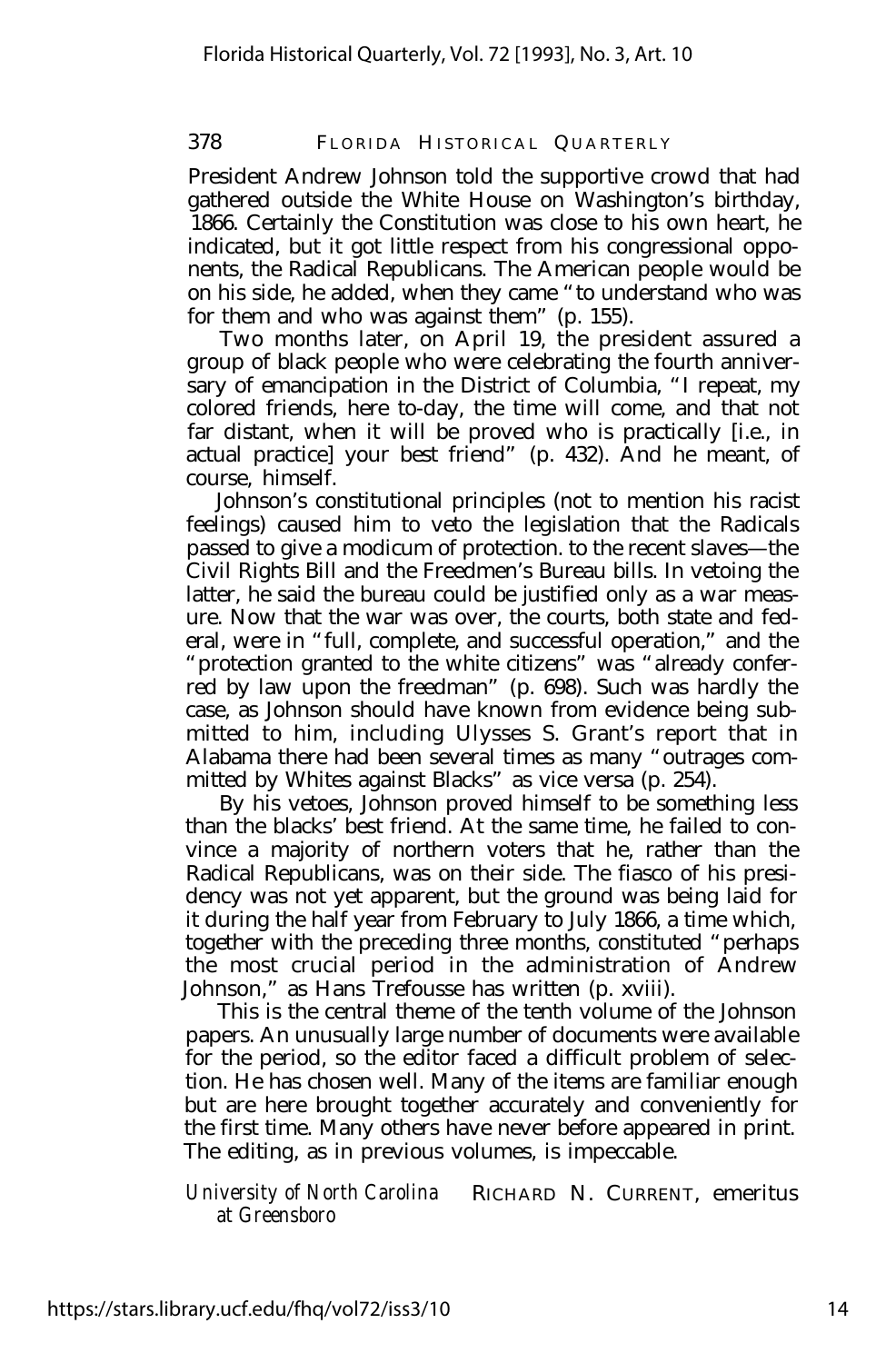President Andrew Johnson told the supportive crowd that had gathered outside the White House on Washington's birthday, 1866. Certainly the Constitution was close to his own heart, he indicated, but it got little respect from his congressional opponents, the Radical Republicans. The American people would be on his side, he added, when they came "to understand who was for them and who was against them" (p. 155).

Two months later, on April 19, the president assured a group of black people who were celebrating the fourth anniversary of emancipation in the District of Columbia, "I repeat, my colored friends, here to-day, the time will come, and that not far distant, when it will be proved who is practically [i.e., in actual practice] your best friend" (p. 432). And he meant, of course, himself.

Johnson's constitutional principles (not to mention his racist feelings) caused him to veto the legislation that the Radicals passed to give a modicum of protection. to the recent slaves—the Civil Rights Bill and the Freedmen's Bureau bills. In vetoing the latter, he said the bureau could be justified only as a war measure. Now that the war was over, the courts, both state and federal, were in "full, complete, and successful operation," and the "protection granted to the white citizens" was "already conferred by law upon the freedman" (p. 698). Such was hardly the case, as Johnson should have known from evidence being submitted to him, including Ulysses S. Grant's report that in Alabama there had been several times as many "outrages committed by Whites against Blacks" as vice versa (p. 254).

By his vetoes, Johnson proved himself to be something less than the blacks' best friend. At the same time, he failed to convince a majority of northern voters that he, rather than the Radical Republicans, was on their side. The fiasco of his presidency was not yet apparent, but the ground was being laid for it during the half year from February to July 1866, a time which, together with the preceding three months, constituted "perhaps the most crucial period in the administration of Andrew Johnson," as Hans Trefousse has written (p. xviii).

This is the central theme of the tenth volume of the Johnson papers. An unusually large number of documents were available for the period, so the editor faced a difficult problem of selection. He has chosen well. Many of the items are familiar enough but are here brought together accurately and conveniently for the first time. Many others have never before appeared in print. The editing, as in previous volumes, is impeccable.

*University of North Carolina at Greensboro* — RICHARD N. CURRENT, emeritus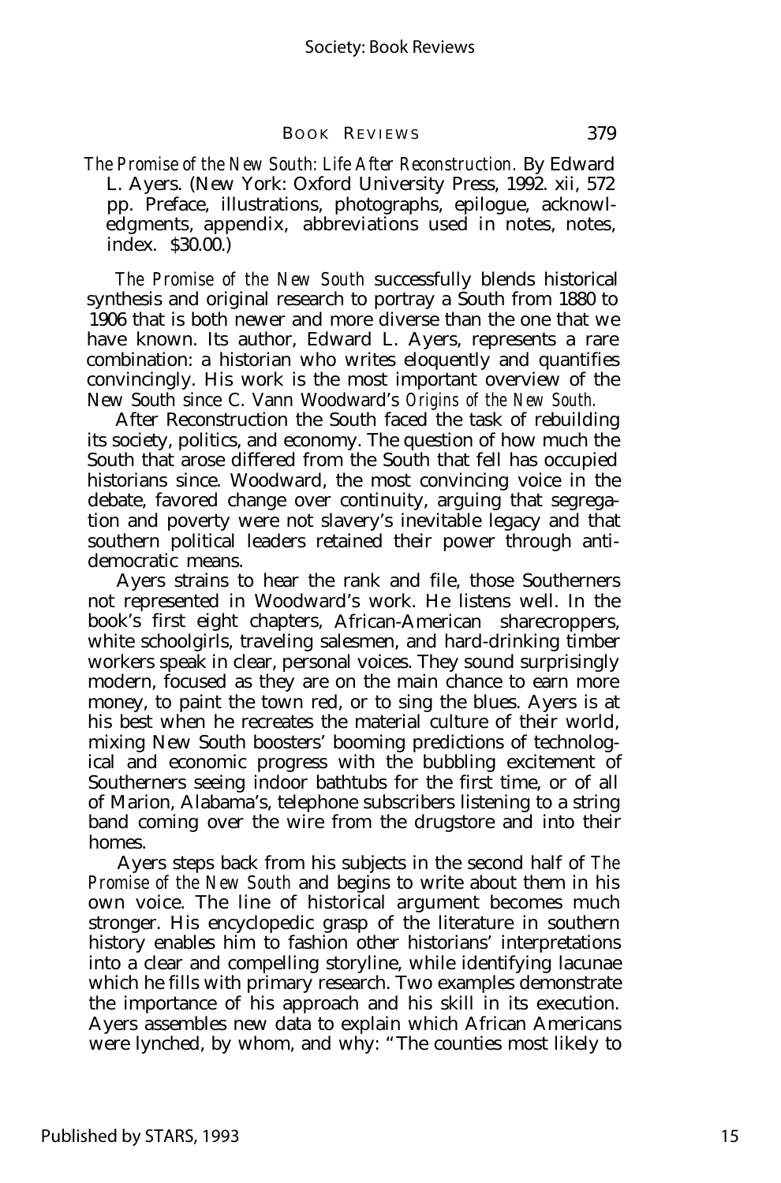*The Promise of the New South: Life After Reconstruction.* By Edward L. Ayers. (New York: Oxford University Press, 1992. xii, 572 pp. Preface, illustrations, photographs, epilogue, acknowledgments, appendix, abbreviations used in notes, notes, index. $30.00.)

*The Promise of the New South* successfully blends historical synthesis and original research to portray a South from 1880 to 1906 that is both newer and more diverse than the one that we have known. Its author, Edward L. Ayers, represents a rare combination: a historian who writes eloquently and quantifies convincingly. His work is the most important overview of the New South since C. Vann Woodward's *Origins of the New South.*

After Reconstruction the South faced the task of rebuilding its society, politics, and economy. The question of how much the South that arose differed from the South that fell has occupied historians since. Woodward, the most convincing voice in the debate, favored change over continuity, arguing that segregation and poverty were not slavery's inevitable legacy and that southern political leaders retained their power through antidemocratic means.

Ayers strains to hear the rank and file, those Southerners not represented in Woodward's work. He listens well. In the book's first eight chapters, African-American sharecroppers, white schoolgirls, traveling salesmen, and hard-drinking timber workers speak in clear, personal voices. They sound surprisingly modern, focused as they are on the main chance to earn more money, to paint the town red, or to sing the blues. Ayers is at his best when he recreates the material culture of their world, mixing New South boosters' booming predictions of technological and economic progress with the bubbling excitement of Southerners seeing indoor bathtubs for the first time, or of all of Marion, Alabama's, telephone subscribers listening to a string band coming over the wire from the drugstore and into their homes.

Ayers steps back from his subjects in the second half of *The Promise of the New South* and begins to write about them in his own voice. The line of historical argument becomes much stronger. His encyclopedic grasp of the literature in southern history enables him to fashion other historians' interpretations into a clear and compelling storyline, while identifying lacunae which he fills with primary research. Two examples demonstrate the importance of his approach and his skill in its execution. Ayers assembles new data to explain which African Americans were lynched, by whom, and why: "The counties most likely to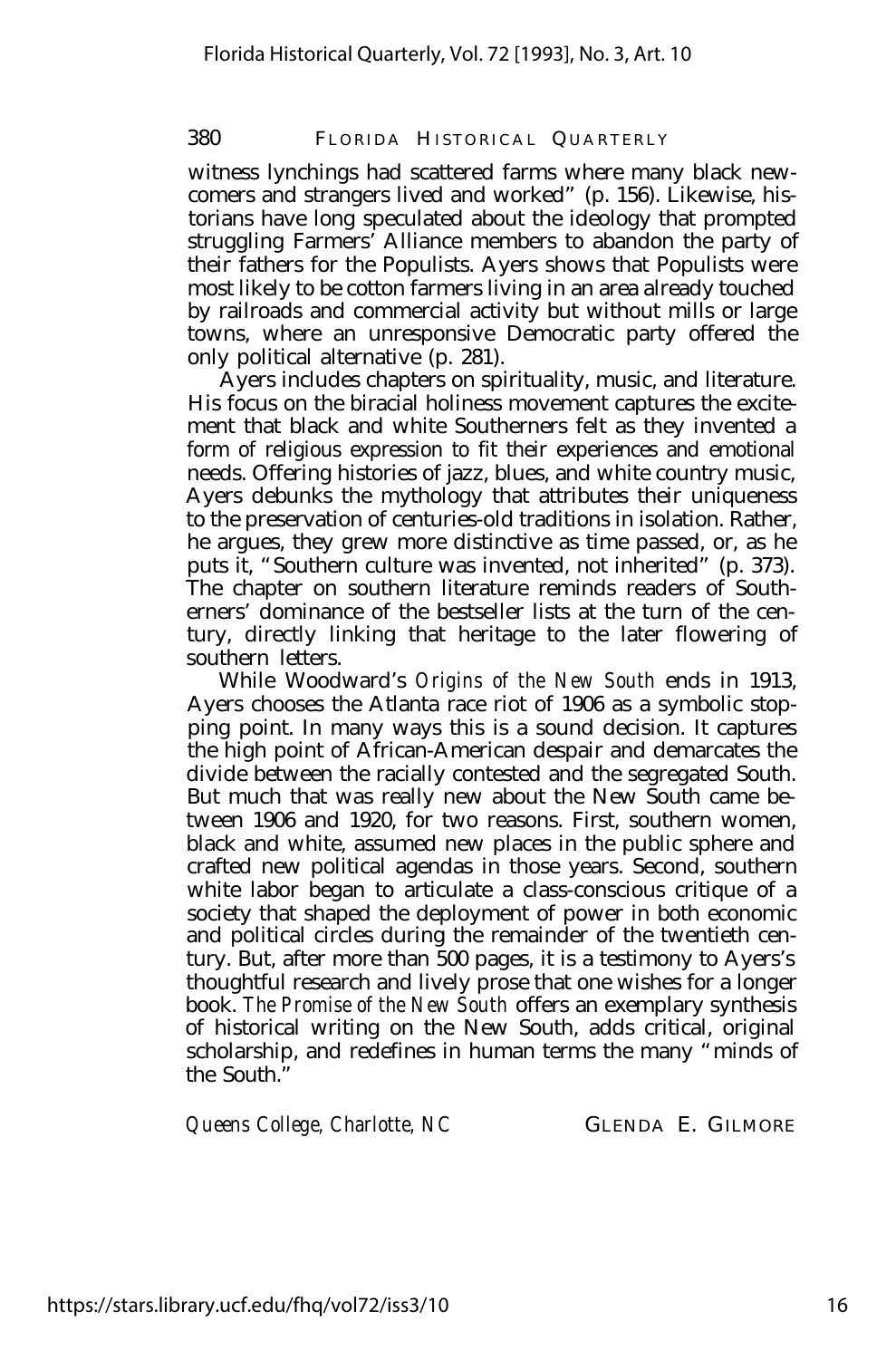witness lynchings had scattered farms where many black newcomers and strangers lived and worked" (p. 156). Likewise, historians have long speculated about the ideology that prompted struggling Farmers' Alliance members to abandon the party of their fathers for the Populists. Ayers shows that Populists were most likely to be cotton farmers living in an area already touched by railroads and commercial activity but without mills or large towns, where an unresponsive Democratic party offered the only political alternative (p. 281).

Ayers includes chapters on spirituality, music, and literature. His focus on the biracial holiness movement captures the excitement that black and white Southerners felt as they invented a form of religious expression to fit their experiences and emotional needs. Offering histories of jazz, blues, and white country music, Ayers debunks the mythology that attributes their uniqueness to the preservation of centuries-old traditions in isolation. Rather, he argues, they grew more distinctive as time passed, or, as he puts it, "Southern culture was invented, not inherited" (p. 373). The chapter on southern literature reminds readers of Southerners' dominance of the bestseller lists at the turn of the century, directly linking that heritage to the later flowering of southern letters.

While Woodward's *Origins of the New South* ends in 1913, Ayers chooses the Atlanta race riot of 1906 as a symbolic stopping point. In many ways this is a sound decision. It captures the high point of African-American despair and demarcates the divide between the racially contested and the segregated South. But much that was really new about the New South came between 1906 and 1920, for two reasons. First, southern women, black and white, assumed new places in the public sphere and crafted new political agendas in those years. Second, southern white labor began to articulate a class-conscious critique of a society that shaped the deployment of power in both economic and political circles during the remainder of the twentieth century. But, after more than 500 pages, it is a testimony to Ayers's thoughtful research and lively prose that one wishes for a longer book. *The Promise of the New South* offers an exemplary synthesis of historical writing on the New South, adds critical, original scholarship, and redefines in human terms the many "minds of the South."

*Queens College, Charlotte, NC* GLENDA E. GILMORE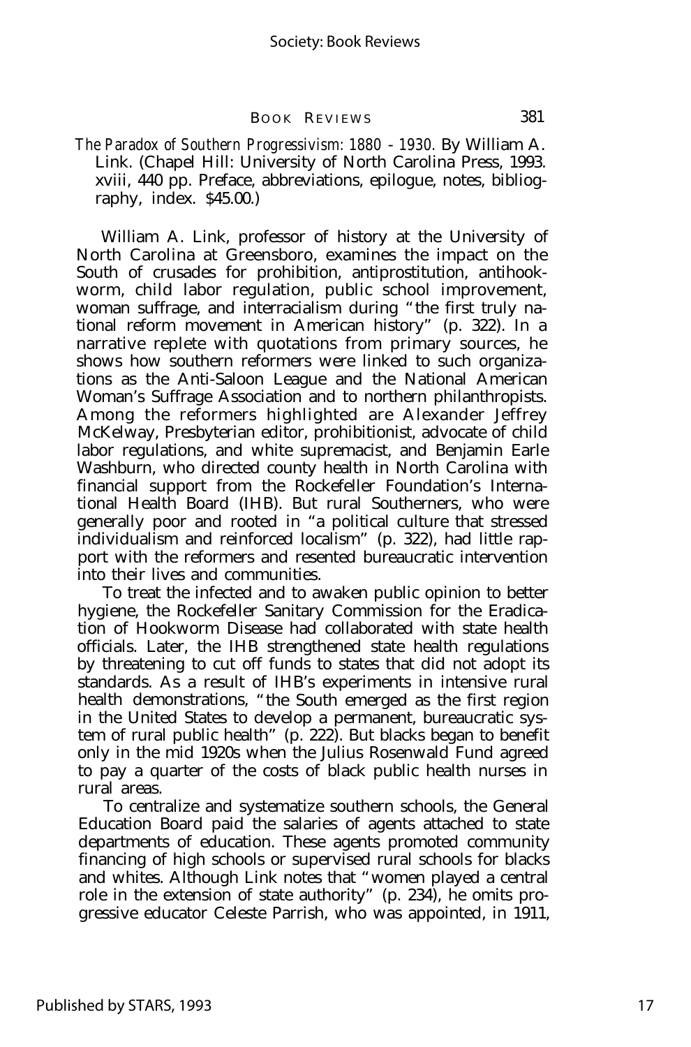*The Paradox of Southern Progressivism: 1880 - 1930.* By William A. Link. (Chapel Hill: University of North Carolina Press, 1993. xviii, 440 pp. Preface, abbreviations, epilogue, notes, bibliography, index. $45.00.)

William A. Link, professor of history at the University of North Carolina at Greensboro, examines the impact on the South of crusades for prohibition, antiprostitution, antihookworm, child labor regulation, public school improvement, woman suffrage, and interracialism during "the first truly national reform movement in American history" (p. 322). In a narrative replete with quotations from primary sources, he shows how southern reformers were linked to such organizations as the Anti-Saloon League and the National American Woman's Suffrage Association and to northern philanthropists. Among the reformers highlighted are Alexander Jeffrey McKelway, Presbyterian editor, prohibitionist, advocate of child labor regulations, and white supremacist, and Benjamin Earle Washburn, who directed county health in North Carolina with financial support from the Rockefeller Foundation's International Health Board (IHB). But rural Southerners, who were generally poor and rooted in "a political culture that stressed individualism and reinforced localism" (p. 322), had little rapport with the reformers and resented bureaucratic intervention into their lives and communities.

To treat the infected and to awaken public opinion to better hygiene, the Rockefeller Sanitary Commission for the Eradication of Hookworm Disease had collaborated with state health officials. Later, the IHB strengthened state health regulations by threatening to cut off funds to states that did not adopt its standards. As a result of IHB's experiments in intensive rural health demonstrations, "the South emerged as the first region in the United States to develop a permanent, bureaucratic system of rural public health" (p. 222). But blacks began to benefit only in the mid 1920s when the Julius Rosenwald Fund agreed to pay a quarter of the costs of black public health nurses in rural areas.

To centralize and systematize southern schools, the General Education Board paid the salaries of agents attached to state departments of education. These agents promoted community financing of high schools or supervised rural schools for blacks and whites. Although Link notes that "women played a central role in the extension of state authority" (p. 234), he omits progressive educator Celeste Parrish, who was appointed, in 1911,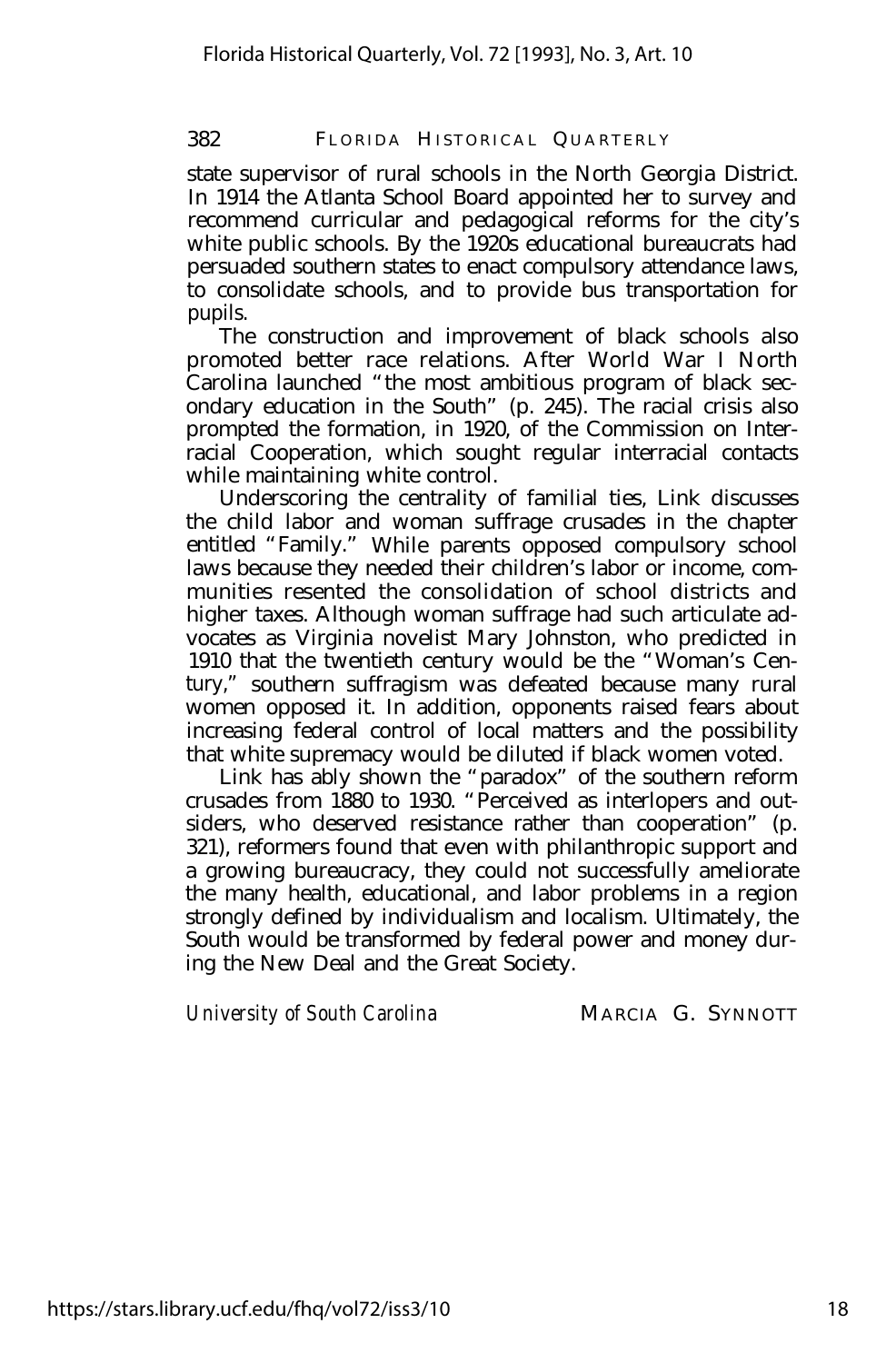state supervisor of rural schools in the North Georgia District. In 1914 the Atlanta School Board appointed her to survey and recommend curricular and pedagogical reforms for the city's white public schools. By the 1920s educational bureaucrats had persuaded southern states to enact compulsory attendance laws, to consolidate schools, and to provide bus transportation for pupils.

The construction and improvement of black schools also promoted better race relations. After World War I North Carolina launched "the most ambitious program of black secondary education in the South" (p. 245). The racial crisis also prompted the formation, in 1920, of the Commission on Interracial Cooperation, which sought regular interracial contacts while maintaining white control.

Underscoring the centrality of familial ties, Link discusses the child labor and woman suffrage crusades in the chapter entitled "Family." While parents opposed compulsory school laws because they needed their children's labor or income, communities resented the consolidation of school districts and higher taxes. Although woman suffrage had such articulate advocates as Virginia novelist Mary Johnston, who predicted in 1910 that the twentieth century would be the "Woman's Century," southern suffragism was defeated because many rural women opposed it. In addition, opponents raised fears about increasing federal control of local matters and the possibility that white supremacy would be diluted if black women voted.

Link has ably shown the "paradox" of the southern reform crusades from 1880 to 1930. "Perceived as interlopers and outsiders, who deserved resistance rather than cooperation" (p. 321), reformers found that even with philanthropic support and a growing bureaucracy, they could not successfully ameliorate the many health, educational, and labor problems in a region strongly defined by individualism and localism. Ultimately, the South would be transformed by federal power and money during the New Deal and the Great Society.

*University of South Carolina* MARCIA G. SYNNOTT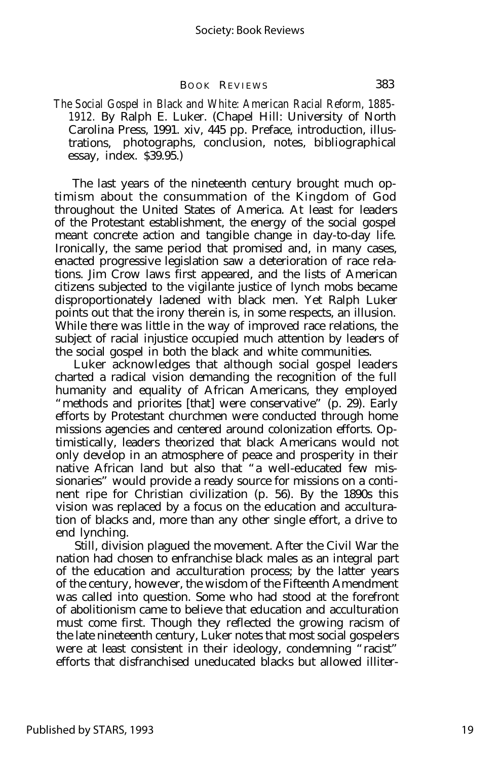*The Social Gospel in Black and White: American Racial Reform, 1885-1912.* By Ralph E. Luker. (Chapel Hill: University of North Carolina Press, 1991. xiv, 445 pp. Preface, introduction, illustrations, photographs, conclusion, notes, bibliographical essay, index. $39.95.)

The last years of the nineteenth century brought much optimism about the consummation of the Kingdom of God throughout the United States of America. At least for leaders of the Protestant establishment, the energy of the social gospel meant concrete action and tangible change in day-to-day life. Ironically, the same period that promised and, in many cases, enacted progressive legislation saw a deterioration of race relations. Jim Crow laws first appeared, and the lists of American citizens subjected to the vigilante justice of lynch mobs became disproportionately ladened with black men. Yet Ralph Luker points out that the irony therein is, in some respects, an illusion. While there was little in the way of improved race relations, the subject of racial injustice occupied much attention by leaders of the social gospel in both the black and white communities.

Luker acknowledges that although social gospel leaders charted a radical vision demanding the recognition of the full humanity and equality of African Americans, they employed "methods and priorites [that] were conservative" (p. 29). Early efforts by Protestant churchmen were conducted through home missions agencies and centered around colonization efforts. Optimistically, leaders theorized that black Americans would not only develop in an atmosphere of peace and prosperity in their native African land but also that "a well-educated few missionaries" would provide a ready source for missions on a continent ripe for Christian civilization (p. 56). By the 1890s this vision was replaced by a focus on the education and acculturation of blacks and, more than any other single effort, a drive to end lynching.

Still, division plagued the movement. After the Civil War the nation had chosen to enfranchise black males as an integral part of the education and acculturation process; by the latter years of the century, however, the wisdom of the Fifteenth Amendment was called into question. Some who had stood at the forefront of abolitionism came to believe that education and acculturation must come first. Though they reflected the growing racism of the late nineteenth century, Luker notes that most social gospelers were at least consistent in their ideology, condemning "racist" efforts that disfranchised uneducated blacks but allowed illiter-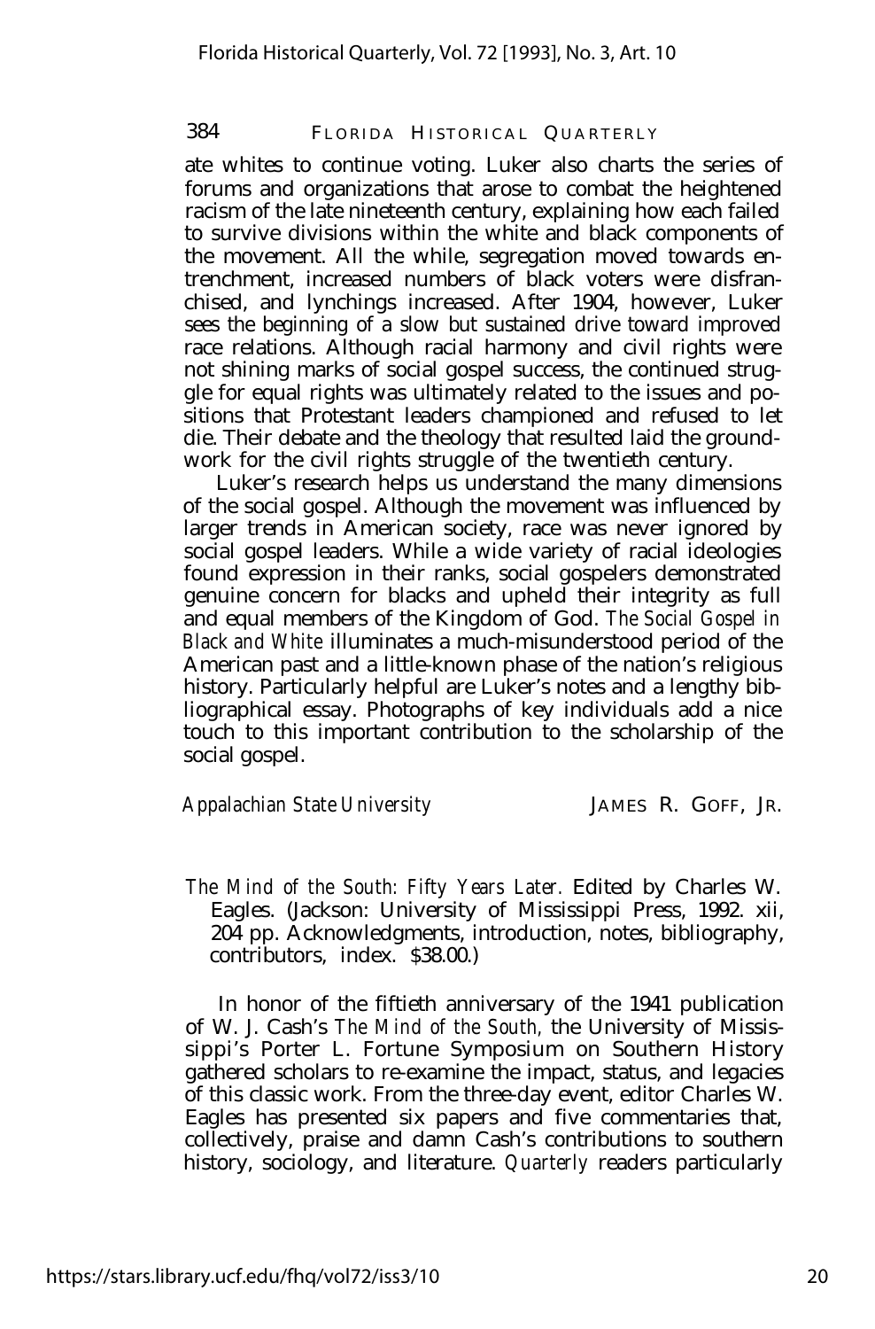ate whites to continue voting. Luker also charts the series of forums and organizations that arose to combat the heightened racism of the late nineteenth century, explaining how each failed to survive divisions within the white and black components of the movement. All the while, segregation moved towards entrenchment, increased numbers of black voters were disfranchised, and lynchings increased. After 1904, however, Luker sees the beginning of a slow but sustained drive toward improved race relations. Although racial harmony and civil rights were not shining marks of social gospel success, the continued struggle for equal rights was ultimately related to the issues and positions that Protestant leaders championed and refused to let die. Their debate and the theology that resulted laid the groundwork for the civil rights struggle of the twentieth century.

Luker's research helps us understand the many dimensions of the social gospel. Although the movement was influenced by larger trends in American society, race was never ignored by social gospel leaders. While a wide variety of racial ideologies found expression in their ranks, social gospelers demonstrated genuine concern for blacks and upheld their integrity as full and equal members of the Kingdom of God. *The Social Gospel in Black and White* illuminates a much-misunderstood period of the American past and a little-known phase of the nation's religious history. Particularly helpful are Luker's notes and a lengthy bibliographical essay. Photographs of key individuals add a nice touch to this important contribution to the scholarship of the social gospel.

*Appalachian State University* — JAMES R. GOFF, JR.

*The Mind of the South: Fifty Years Later.* Edited by Charles W. Eagles. (Jackson: University of Mississippi Press, 1992. xii, 204 pp. Acknowledgments, introduction, notes, bibliography, contributors, index. $38.00.)

In honor of the fiftieth anniversary of the 1941 publication of W. J. Cash's *The Mind of the South,* the University of Mississippi's Porter L. Fortune Symposium on Southern History gathered scholars to re-examine the impact, status, and legacies of this classic work. From the three-day event, editor Charles W. Eagles has presented six papers and five commentaries that, collectively, praise and damn Cash's contributions to southern history, sociology, and literature. *Quarterly* readers particularly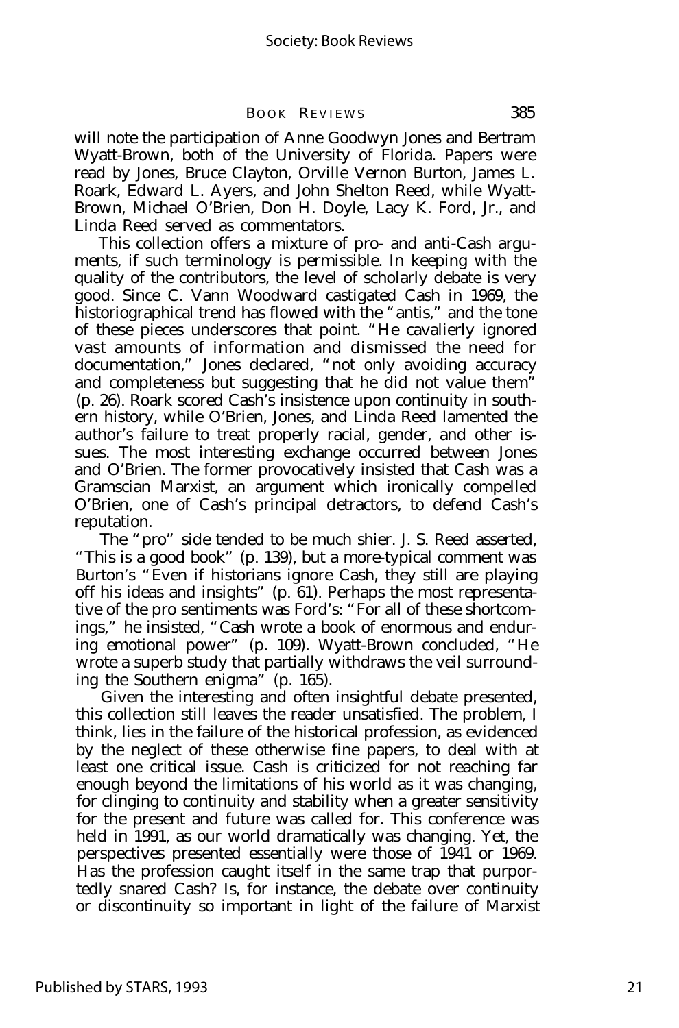will note the participation of Anne Goodwyn Jones and Bertram Wyatt-Brown, both of the University of Florida. Papers were read by Jones, Bruce Clayton, Orville Vernon Burton, James L. Roark, Edward L. Ayers, and John Shelton Reed, while Wyatt-Brown, Michael O'Brien, Don H. Doyle, Lacy K. Ford, Jr., and Linda Reed served as commentators.

This collection offers a mixture of pro- and anti-Cash arguments, if such terminology is permissible. In keeping with the quality of the contributors, the level of scholarly debate is very good. Since C. Vann Woodward castigated Cash in 1969, the historiographical trend has flowed with the "antis," and the tone of these pieces underscores that point. "He cavalierly ignored vast amounts of information and dismissed the need for documentation," Jones declared, "not only avoiding accuracy and completeness but suggesting that he did not value them" (p. 26). Roark scored Cash's insistence upon continuity in southern history, while O'Brien, Jones, and Linda Reed lamented the author's failure to treat properly racial, gender, and other issues. The most interesting exchange occurred between Jones and O'Brien. The former provocatively insisted that Cash was a Gramscian Marxist, an argument which ironically compelled O'Brien, one of Cash's principal detractors, to defend Cash's reputation.

The "pro" side tended to be much shier. J. S. Reed asserted, "This is a good book" (p. 139), but a more-typical comment was Burton's "Even if historians ignore Cash, they still are playing off his ideas and insights" (p. 61). Perhaps the most representative of the pro sentiments was Ford's: "For all of these shortcomings," he insisted, "Cash wrote a book of enormous and enduring emotional power" (p. 109). Wyatt-Brown concluded, "He wrote a superb study that partially withdraws the veil surrounding the Southern enigma" (p. 165).

Given the interesting and often insightful debate presented, this collection still leaves the reader unsatisfied. The problem, I think, lies in the failure of the historical profession, as evidenced by the neglect of these otherwise fine papers, to deal with at least one critical issue. Cash is criticized for not reaching far enough beyond the limitations of his world as it was changing, for clinging to continuity and stability when a greater sensitivity for the present and future was called for. This conference was held in 1991, as our world dramatically was changing. Yet, the perspectives presented essentially were those of 1941 or 1969. Has the profession caught itself in the same trap that purportedly snared Cash? Is, for instance, the debate over continuity or discontinuity so important in light of the failure of Marxist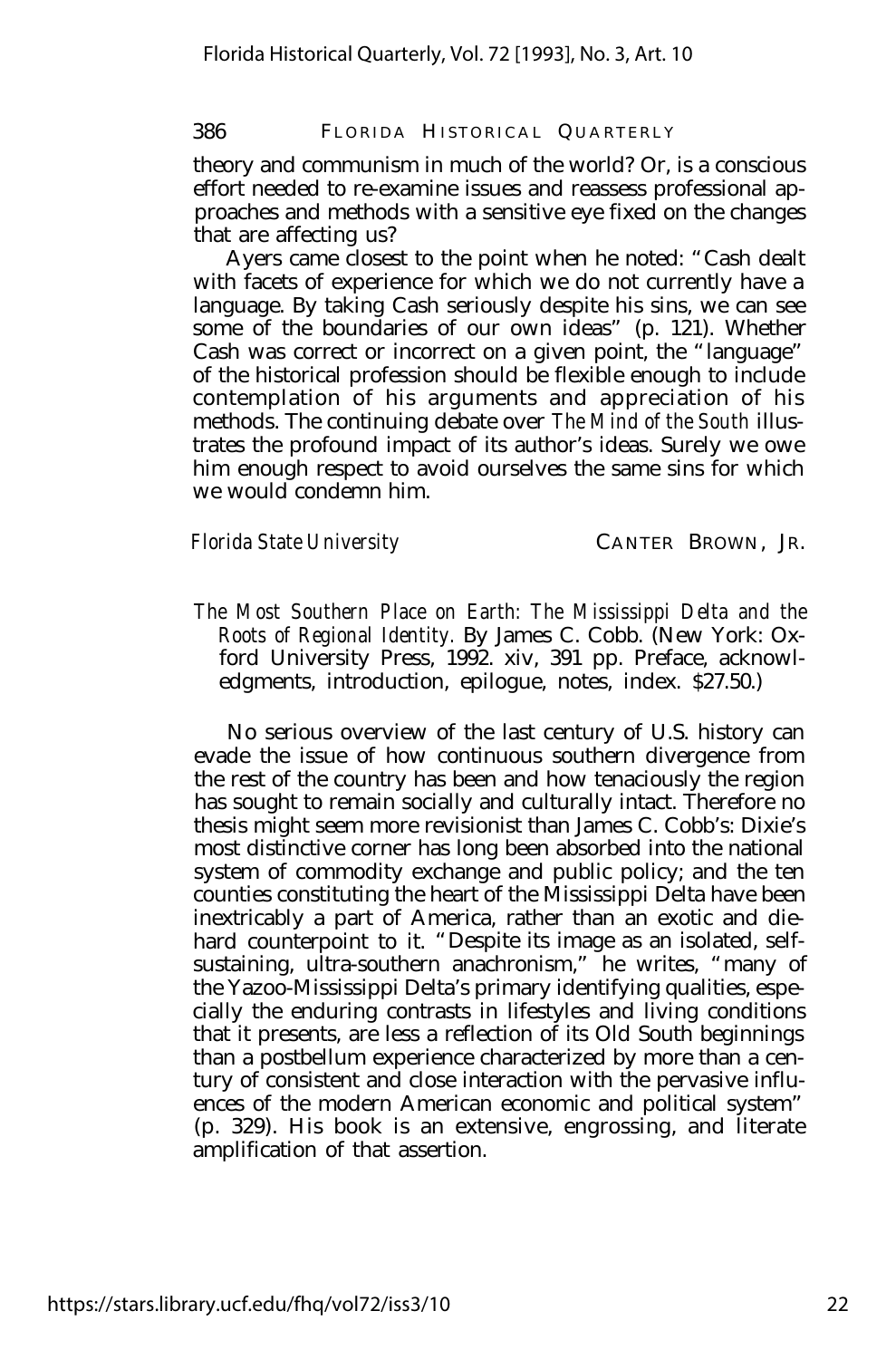theory and communism in much of the world? Or, is a conscious effort needed to re-examine issues and reassess professional approaches and methods with a sensitive eye fixed on the changes that are affecting us?

Ayers came closest to the point when he noted: "Cash dealt with facets of experience for which we do not currently have a language. By taking Cash seriously despite his sins, we can see some of the boundaries of our own ideas" (p. 121). Whether Cash was correct or incorrect on a given point, the "language" of the historical profession should be flexible enough to include contemplation of his arguments and appreciation of his methods. The continuing debate over *The Mind of the South* illustrates the profound impact of its author's ideas. Surely we owe him enough respect to avoid ourselves the same sins for which we would condemn him.

*Florida State University* — CANTER BROWN, JR.

*The Most Southern Place on Earth: The Mississippi Delta and the Roots of Regional Identity.* By James C. Cobb. (New York: Oxford University Press, 1992. xiv, 391 pp. Preface, acknowledgments, introduction, epilogue, notes, index. $27.50.)

No serious overview of the last century of U.S. history can evade the issue of how continuous southern divergence from the rest of the country has been and how tenaciously the region has sought to remain socially and culturally intact. Therefore no thesis might seem more revisionist than James C. Cobb's: Dixie's most distinctive corner has long been absorbed into the national system of commodity exchange and public policy; and the ten counties constituting the heart of the Mississippi Delta have been inextricably a part of America, rather than an exotic and diehard counterpoint to it. "Despite its image as an isolated, self-sustaining, ultra-southern anachronism," he writes, "many of the Yazoo-Mississippi Delta's primary identifying qualities, especially the enduring contrasts in lifestyles and living conditions that it presents, are less a reflection of its Old South beginnings than a postbellum experience characterized by more than a century of consistent and close interaction with the pervasive influences of the modern American economic and political system" (p. 329). His book is an extensive, engrossing, and literate amplification of that assertion.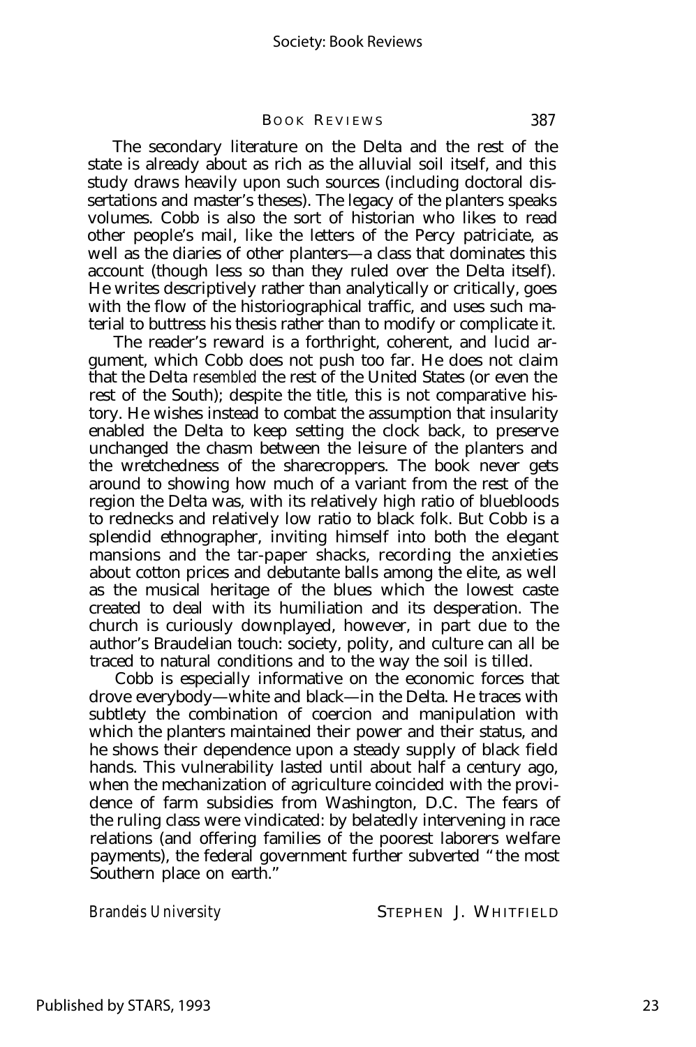The secondary literature on the Delta and the rest of the state is already about as rich as the alluvial soil itself, and this study draws heavily upon such sources (including doctoral dissertations and master's theses). The legacy of the planters speaks volumes. Cobb is also the sort of historian who likes to read other people's mail, like the letters of the Percy patriciate, as well as the diaries of other planters—a class that dominates this account (though less so than they ruled over the Delta itself). He writes descriptively rather than analytically or critically, goes with the flow of the historiographical traffic, and uses such material to buttress his thesis rather than to modify or complicate it.

The reader's reward is a forthright, coherent, and lucid argument, which Cobb does not push too far. He does not claim that the Delta *resembled* the rest of the United States (or even the rest of the South); despite the title, this is not comparative history. He wishes instead to combat the assumption that insularity enabled the Delta to keep setting the clock back, to preserve unchanged the chasm between the leisure of the planters and the wretchedness of the sharecroppers. The book never gets around to showing how much of a variant from the rest of the region the Delta was, with its relatively high ratio of bluebloods to rednecks and relatively low ratio to black folk. But Cobb is a splendid ethnographer, inviting himself into both the elegant mansions and the tar-paper shacks, recording the anxieties about cotton prices and debutante balls among the elite, as well as the musical heritage of the blues which the lowest caste created to deal with its humiliation and its desperation. The church is curiously downplayed, however, in part due to the author's Braudelian touch: society, polity, and culture can all be traced to natural conditions and to the way the soil is tilled.

Cobb is especially informative on the economic forces that drove everybody—white and black—in the Delta. He traces with subtlety the combination of coercion and manipulation with which the planters maintained their power and their status, and he shows their dependence upon a steady supply of black field hands. This vulnerability lasted until about half a century ago, when the mechanization of agriculture coincided with the providence of farm subsidies from Washington, D.C. The fears of the ruling class were vindicated: by belatedly intervening in race relations (and offering families of the poorest laborers welfare payments), the federal government further subverted "the most Southern place on earth."

*Brandeis University* STEPHEN J. WHITFIELD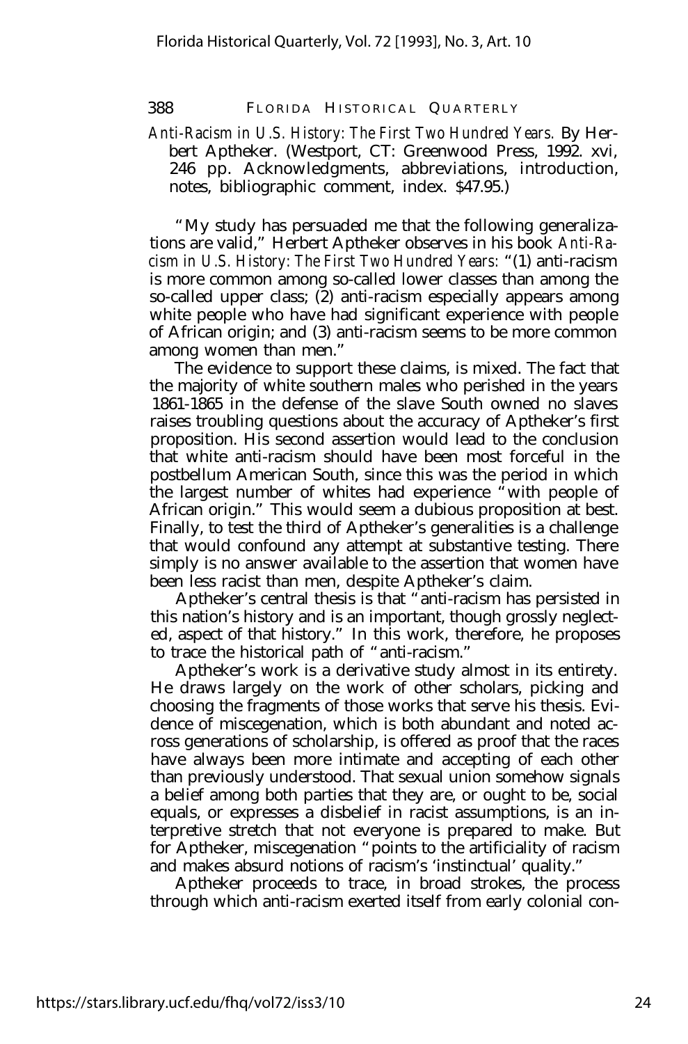*Anti-Racism in U.S. History: The First Two Hundred Years.* By Herbert Aptheker. (Westport, CT: Greenwood Press, 1992. xvi, 246 pp. Acknowledgments, abbreviations, introduction, notes, bibliographic comment, index. $47.95.)

"My study has persuaded me that the following generalizations are valid," Herbert Aptheker observes in his book *Anti-Racism in U.S. History: The First Two Hundred Years:* "(1) anti-racism is more common among so-called lower classes than among the so-called upper classes; (2) anti-racism especially appears among white people who have had significant experience with people of African origin; and (3) anti-racism seems to be more common among women than men."

The evidence to support these claims, is mixed. The fact that the majority of white southern males who perished in the years 1861-1865 in the defense of the slave South owned no slaves raises troubling questions about the accuracy of Aptheker's first proposition. His second assertion would lead to the conclusion that white anti-racism should have been most forceful in the postbellum American South, since this was the period in which the largest number of whites had experience "with people of African origin." This would seem a dubious proposition at best. Finally, to test the third of Aptheker's generalities is a challenge that would confound any attempt at substantive testing. There simply is no answer available to the assertion that women have been less racist than men, despite Aptheker's claim.

Aptheker's central thesis is that "anti-racism has persisted in this nation's history and is an important, though grossly neglected, aspect of that history." In this work, therefore, he proposes to trace the historical path of "anti-racism."

Aptheker's work is a derivative study almost in its entirety. He draws largely on the work of other scholars, picking and choosing the fragments of those works that serve his thesis. Evidence of miscegenation, which is both abundant and noted across generations of scholarship, is offered as proof that the races have always been more intimate and accepting of each other than previously understood. That sexual union somehow signals a belief among both parties that they are, or ought to be, social equals, or expresses a disbelief in racist assumptions, is an interpretive stretch that not everyone is prepared to make. But for Aptheker, miscegenation "points to the artificiality of racism and makes absurd notions of racism's 'instinctual' quality."

Aptheker proceeds to trace, in broad strokes, the process through which anti-racism exerted itself from early colonial con-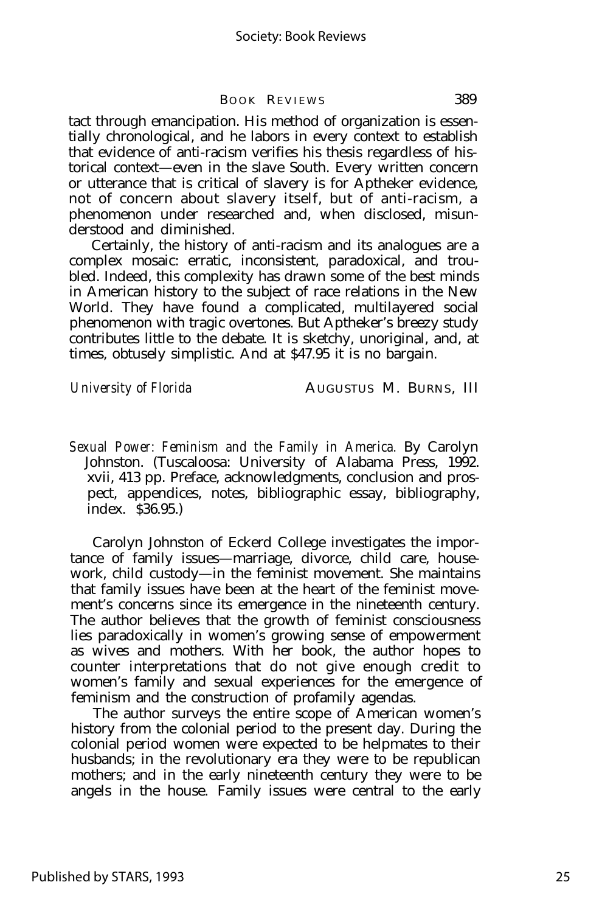tact through emancipation. His method of organization is essentially chronological, and he labors in every context to establish that evidence of anti-racism verifies his thesis regardless of historical context—even in the slave South. Every written concern or utterance that is critical of slavery is for Aptheker evidence, not of concern about slavery itself, but of anti-racism, a phenomenon under researched and, when disclosed, misunderstood and diminished.

Certainly, the history of anti-racism and its analogues are a complex mosaic: erratic, inconsistent, paradoxical, and troubled. Indeed, this complexity has drawn some of the best minds in American history to the subject of race relations in the New World. They have found a complicated, multilayered social phenomenon with tragic overtones. But Aptheker's breezy study contributes little to the debate. It is sketchy, unoriginal, and, at times, obtusely simplistic. And at $47.95 it is no bargain.

*University of Florida* AUGUSTUS M. BURNS, III

*Sexual Power: Feminism and the Family in America.* By Carolyn Johnston. (Tuscaloosa: University of Alabama Press, 1992. xvii, 413 pp. Preface, acknowledgments, conclusion and prospect, appendices, notes, bibliographic essay, bibliography, index. $36.95.)

Carolyn Johnston of Eckerd College investigates the importance of family issues—marriage, divorce, child care, housework, child custody—in the feminist movement. She maintains that family issues have been at the heart of the feminist movement's concerns since its emergence in the nineteenth century. The author believes that the growth of feminist consciousness lies paradoxically in women's growing sense of empowerment as wives and mothers. With her book, the author hopes to counter interpretations that do not give enough credit to women's family and sexual experiences for the emergence of feminism and the construction of profamily agendas.

The author surveys the entire scope of American women's history from the colonial period to the present day. During the colonial period women were expected to be helpmates to their husbands; in the revolutionary era they were to be republican mothers; and in the early nineteenth century they were to be angels in the house. Family issues were central to the early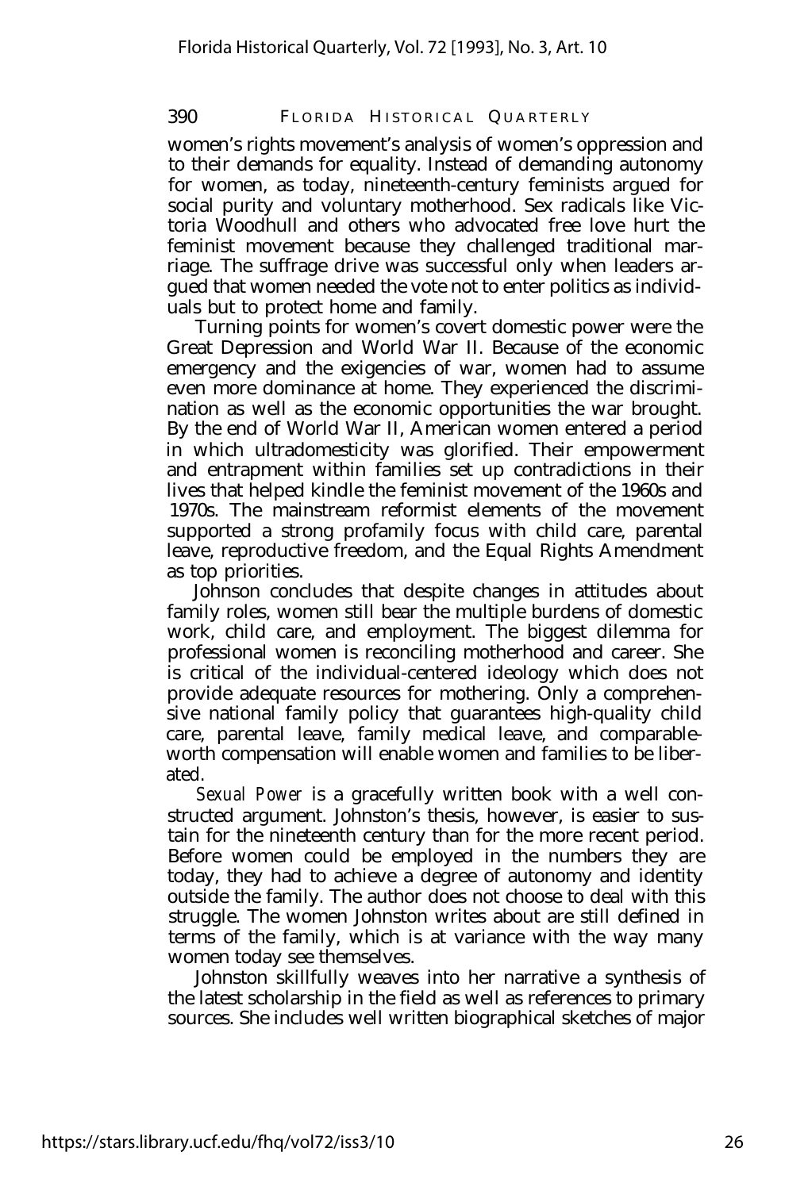women's rights movement's analysis of women's oppression and to their demands for equality. Instead of demanding autonomy for women, as today, nineteenth-century feminists argued for social purity and voluntary motherhood. Sex radicals like Victoria Woodhull and others who advocated free love hurt the feminist movement because they challenged traditional marriage. The suffrage drive was successful only when leaders argued that women needed the vote not to enter politics as individuals but to protect home and family.

Turning points for women's covert domestic power were the Great Depression and World War II. Because of the economic emergency and the exigencies of war, women had to assume even more dominance at home. They experienced the discrimination as well as the economic opportunities the war brought. By the end of World War II, American women entered a period in which ultradomesticity was glorified. Their empowerment and entrapment within families set up contradictions in their lives that helped kindle the feminist movement of the 1960s and 1970s. The mainstream reformist elements of the movement supported a strong profamily focus with child care, parental leave, reproductive freedom, and the Equal Rights Amendment as top priorities.

Johnson concludes that despite changes in attitudes about family roles, women still bear the multiple burdens of domestic work, child care, and employment. The biggest dilemma for professional women is reconciling motherhood and career. She is critical of the individual-centered ideology which does not provide adequate resources for mothering. Only a comprehensive national family policy that guarantees high-quality child care, parental leave, family medical leave, and comparable-worth compensation will enable women and families to be liberated.

*Sexual Power* is a gracefully written book with a well constructed argument. Johnston's thesis, however, is easier to sustain for the nineteenth century than for the more recent period. Before women could be employed in the numbers they are today, they had to achieve a degree of autonomy and identity outside the family. The author does not choose to deal with this struggle. The women Johnston writes about are still defined in terms of the family, which is at variance with the way many women today see themselves.

Johnston skillfully weaves into her narrative a synthesis of the latest scholarship in the field as well as references to primary sources. She includes well written biographical sketches of major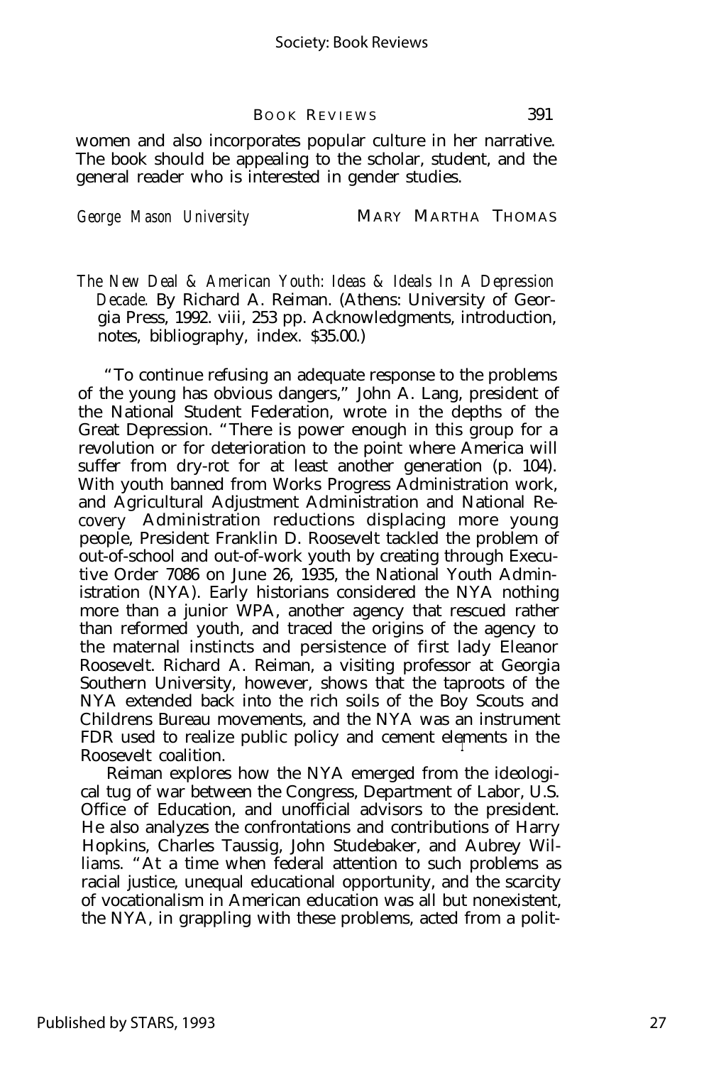women and also incorporates popular culture in her narrative. The book should be appealing to the scholar, student, and the general reader who is interested in gender studies.

*George Mason University* MARY MARTHA THOMAS

*The New Deal & American Youth: Ideas & Ideals In A Depression Decade.* By Richard A. Reiman. (Athens: University of Georgia Press, 1992. viii, 253 pp. Acknowledgments, introduction, notes, bibliography, index. $35.00.)

"To continue refusing an adequate response to the problems of the young has obvious dangers," John A. Lang, president of the National Student Federation, wrote in the depths of the Great Depression. "There is power enough in this group for a revolution or for deterioration to the point where America will suffer from dry-rot for at least another generation (p. 104). With youth banned from Works Progress Administration work, and Agricultural Adjustment Administration and National Recovery Administration reductions displacing more young people, President Franklin D. Roosevelt tackled the problem of out-of-school and out-of-work youth by creating through Executive Order 7086 on June 26, 1935, the National Youth Administration (NYA). Early historians considered the NYA nothing more than a junior WPA, another agency that rescued rather than reformed youth, and traced the origins of the agency to the maternal instincts and persistence of first lady Eleanor Roosevelt. Richard A. Reiman, a visiting professor at Georgia Southern University, however, shows that the taproots of the NYA extended back into the rich soils of the Boy Scouts and Childrens Bureau movements, and the NYA was an instrument FDR used to realize public policy and cement elements in the Roosevelt coalition.

Reiman explores how the NYA emerged from the ideological tug of war between the Congress, Department of Labor, U.S. Office of Education, and unofficial advisors to the president. He also analyzes the confrontations and contributions of Harry Hopkins, Charles Taussig, John Studebaker, and Aubrey Williams. "At a time when federal attention to such problems as racial justice, unequal educational opportunity, and the scarcity of vocationalism in American education was all but nonexistent, the NYA, in grappling with these problems, acted from a polit-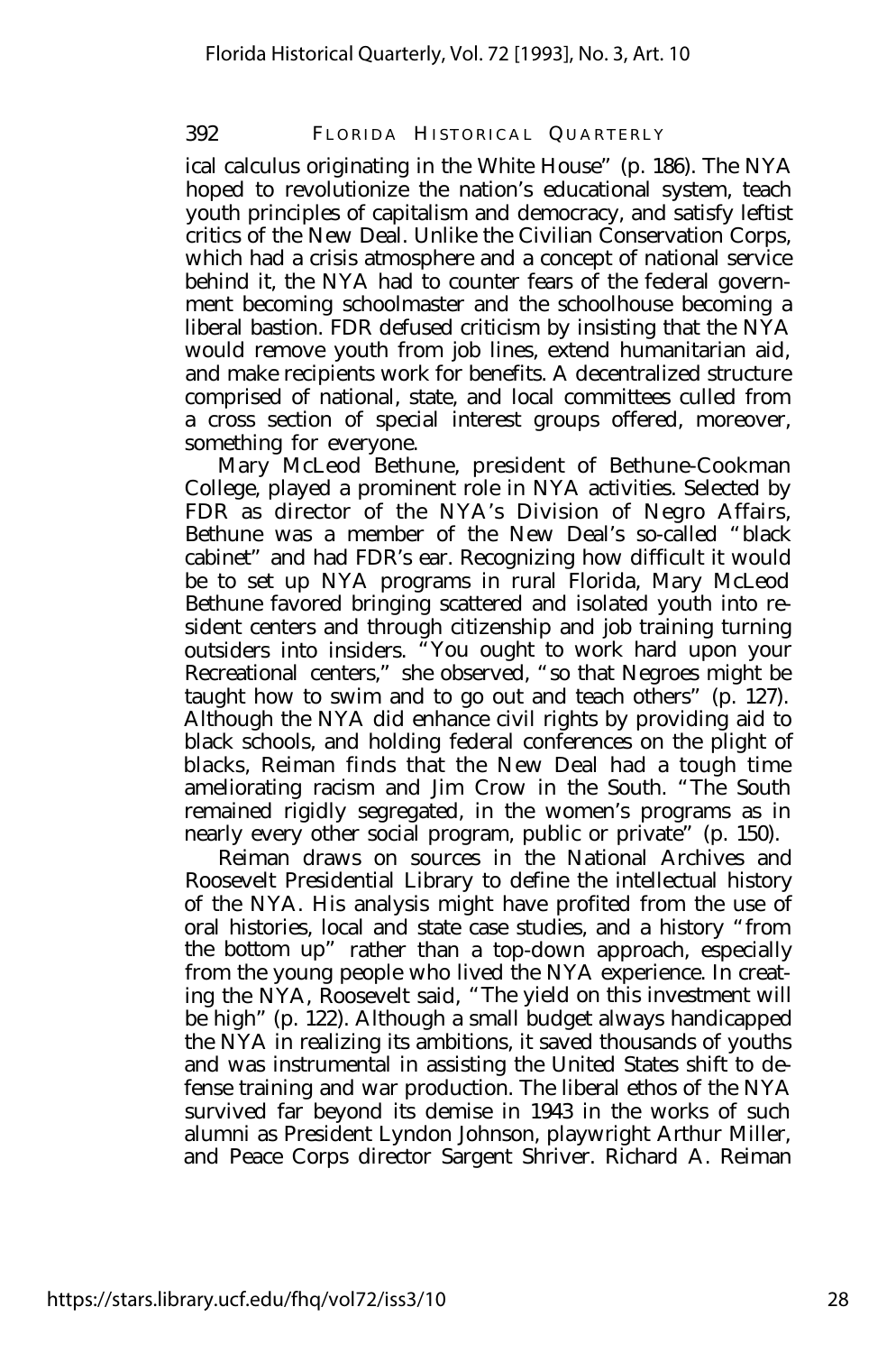ical calculus originating in the White House" (p. 186). The NYA hoped to revolutionize the nation's educational system, teach youth principles of capitalism and democracy, and satisfy leftist critics of the New Deal. Unlike the Civilian Conservation Corps, which had a crisis atmosphere and a concept of national service behind it, the NYA had to counter fears of the federal government becoming schoolmaster and the schoolhouse becoming a liberal bastion. FDR defused criticism by insisting that the NYA would remove youth from job lines, extend humanitarian aid, and make recipients work for benefits. A decentralized structure comprised of national, state, and local committees culled from a cross section of special interest groups offered, moreover, something for everyone.

Mary McLeod Bethune, president of Bethune-Cookman College, played a prominent role in NYA activities. Selected by FDR as director of the NYA's Division of Negro Affairs, Bethune was a member of the New Deal's so-called "black cabinet" and had FDR's ear. Recognizing how difficult it would be to set up NYA programs in rural Florida, Mary McLeod Bethune favored bringing scattered and isolated youth into resident centers and through citizenship and job training turning outsiders into insiders. "You ought to work hard upon your Recreational centers," she observed, "so that Negroes might be taught how to swim and to go out and teach others" (p. 127). Although the NYA did enhance civil rights by providing aid to black schools, and holding federal conferences on the plight of blacks, Reiman finds that the New Deal had a tough time ameliorating racism and Jim Crow in the South. "The South remained rigidly segregated, in the women's programs as in nearly every other social program, public or private" (p. 150).

Reiman draws on sources in the National Archives and Roosevelt Presidential Library to define the intellectual history of the NYA. His analysis might have profited from the use of oral histories, local and state case studies, and a history "from the bottom up" rather than a top-down approach, especially from the young people who lived the NYA experience. In creating the NYA, Roosevelt said, "The yield on this investment will be high" (p. 122). Although a small budget always handicapped the NYA in realizing its ambitions, it saved thousands of youths and was instrumental in assisting the United States shift to defense training and war production. The liberal ethos of the NYA survived far beyond its demise in 1943 in the works of such alumni as President Lyndon Johnson, playwright Arthur Miller, and Peace Corps director Sargent Shriver. Richard A. Reiman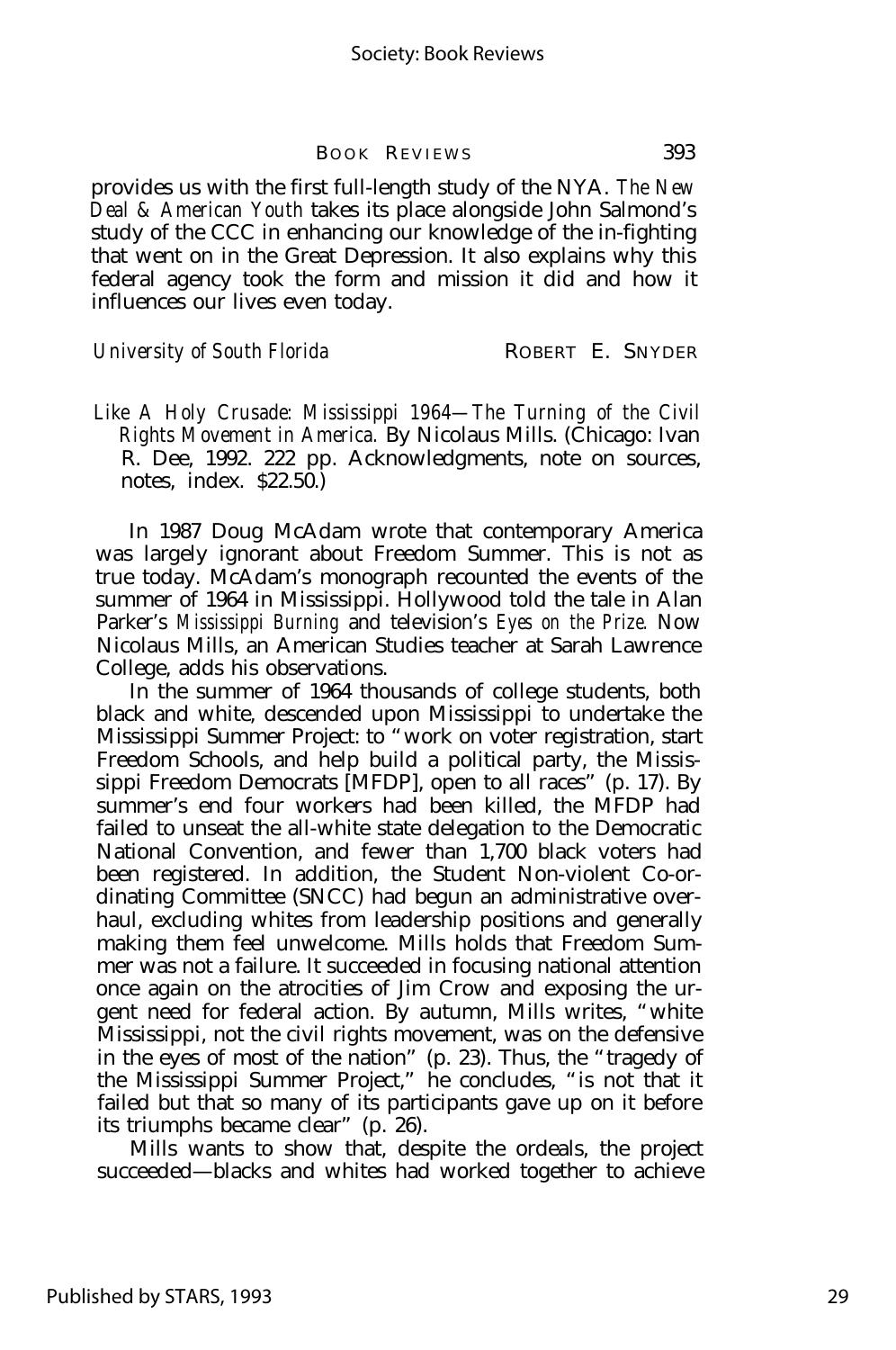provides us with the first full-length study of the NYA. *The New Deal & American Youth* takes its place alongside John Salmond's study of the CCC in enhancing our knowledge of the in-fighting that went on in the Great Depression. It also explains why this federal agency took the form and mission it did and how it influences our lives even today.

*University of South Florida* ROBERT E. SNYDER

*Like A Holy Crusade: Mississippi 1964—The Turning of the Civil Rights Movement in America.* By Nicolaus Mills. (Chicago: Ivan R. Dee, 1992. 222 pp. Acknowledgments, note on sources, notes, index. $22.50.)

In 1987 Doug McAdam wrote that contemporary America was largely ignorant about Freedom Summer. This is not as true today. McAdam's monograph recounted the events of the summer of 1964 in Mississippi. Hollywood told the tale in Alan Parker's *Mississippi Burning* and television's *Eyes on the Prize.* Now Nicolaus Mills, an American Studies teacher at Sarah Lawrence College, adds his observations.

In the summer of 1964 thousands of college students, both black and white, descended upon Mississippi to undertake the Mississippi Summer Project: to "work on voter registration, start Freedom Schools, and help build a political party, the Mississippi Freedom Democrats [MFDP], open to all races" (p. 17). By summer's end four workers had been killed, the MFDP had failed to unseat the all-white state delegation to the Democratic National Convention, and fewer than 1,700 black voters had been registered. In addition, the Student Non-violent Co-ordinating Committee (SNCC) had begun an administrative overhaul, excluding whites from leadership positions and generally making them feel unwelcome. Mills holds that Freedom Summer was not a failure. It succeeded in focusing national attention once again on the atrocities of Jim Crow and exposing the urgent need for federal action. By autumn, Mills writes, "white Mississippi, not the civil rights movement, was on the defensive in the eyes of most of the nation" (p. 23). Thus, the "tragedy of the Mississippi Summer Project," he concludes, "is not that it failed but that so many of its participants gave up on it before its triumphs became clear" (p. 26).

Mills wants to show that, despite the ordeals, the project succeeded—blacks and whites had worked together to achieve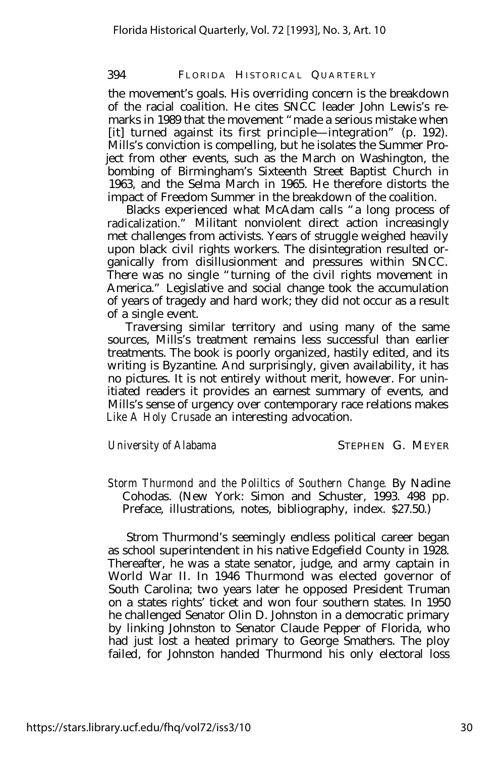the movement's goals. His overriding concern is the breakdown of the racial coalition. He cites SNCC leader John Lewis's remarks in 1989 that the movement "made a serious mistake when [it] turned against its first principle—integration" (p. 192). Mills's conviction is compelling, but he isolates the Summer Project from other events, such as the March on Washington, the bombing of Birmingham's Sixteenth Street Baptist Church in 1963, and the Selma March in 1965. He therefore distorts the impact of Freedom Summer in the breakdown of the coalition.

Blacks experienced what McAdam calls "a long process of radicalization." Militant nonviolent direct action increasingly met challenges from activists. Years of struggle weighed heavily upon black civil rights workers. The disintegration resulted organically from disillusionment and pressures within SNCC. There was no single "turning of the civil rights movement in America." Legislative and social change took the accumulation of years of tragedy and hard work; they did not occur as a result of a single event.

Traversing similar territory and using many of the same sources, Mills's treatment remains less successful than earlier treatments. The book is poorly organized, hastily edited, and its writing is Byzantine. And surprisingly, given availability, it has no pictures. It is not entirely without merit, however. For uninitiated readers it provides an earnest summary of events, and Mills's sense of urgency over contemporary race relations makes *Like A Holy Crusade* an interesting advocation.

*University of Alabama* STEPHEN G. MEYER

*Storm Thurmond and the Poliltics of Southern Change.* By Nadine Cohodas. (New York: Simon and Schuster, 1993. 498 pp. Preface, illustrations, notes, bibliography, index. $27.50.)

Strom Thurmond's seemingly endless political career began as school superintendent in his native Edgefield County in 1928. Thereafter, he was a state senator, judge, and army captain in World War II. In 1946 Thurmond was elected governor of South Carolina; two years later he opposed President Truman on a states rights' ticket and won four southern states. In 1950 he challenged Senator Olin D. Johnston in a democratic primary by linking Johnston to Senator Claude Pepper of Florida, who had just lost a heated primary to George Smathers. The ploy failed, for Johnston handed Thurmond his only electoral loss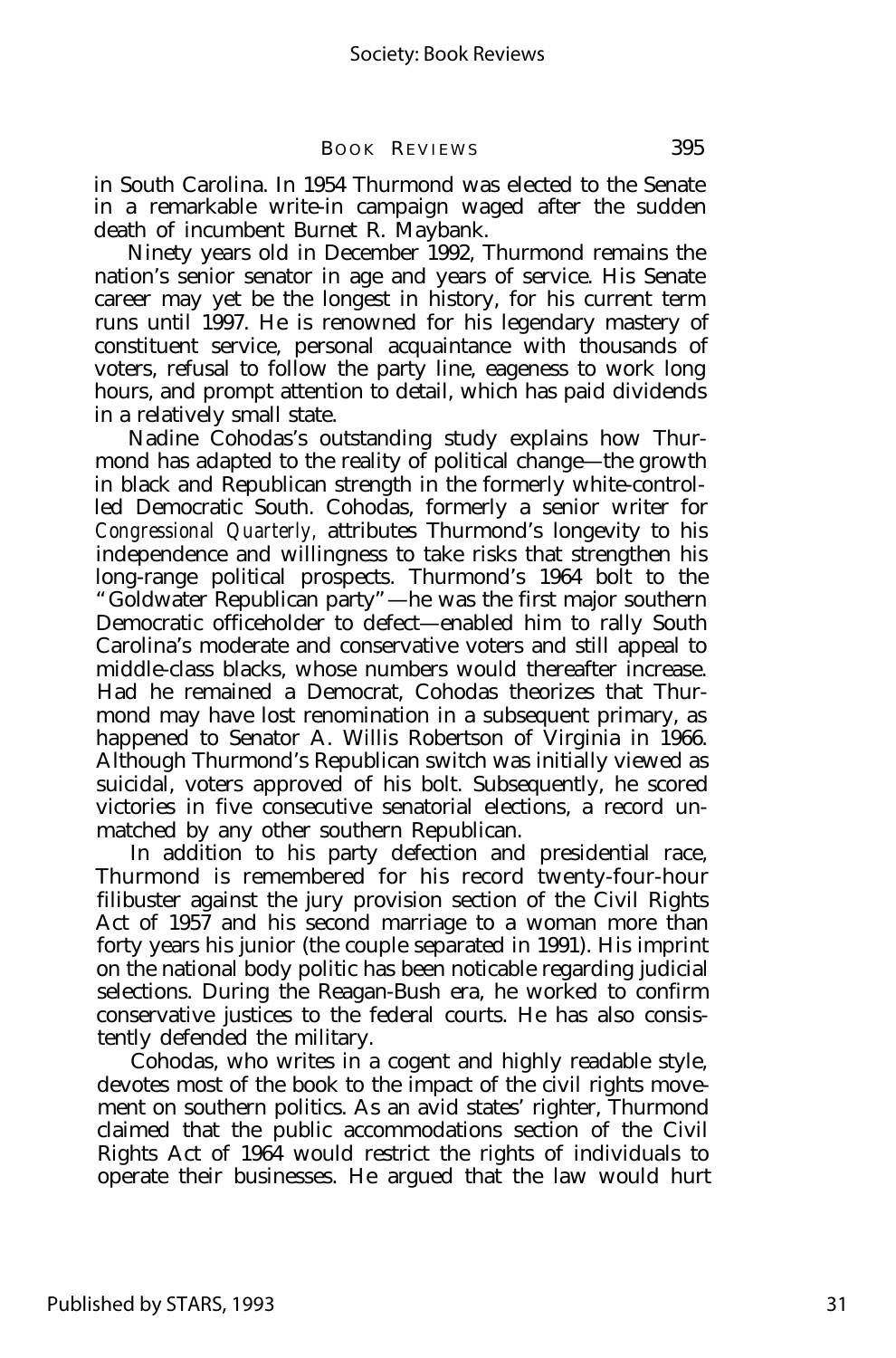in South Carolina. In 1954 Thurmond was elected to the Senate in a remarkable write-in campaign waged after the sudden death of incumbent Burnet R. Maybank.

Ninety years old in December 1992, Thurmond remains the nation's senior senator in age and years of service. His Senate career may yet be the longest in history, for his current term runs until 1997. He is renowned for his legendary mastery of constituent service, personal acquaintance with thousands of voters, refusal to follow the party line, eageness to work long hours, and prompt attention to detail, which has paid dividends in a relatively small state.

Nadine Cohodas's outstanding study explains how Thurmond has adapted to the reality of political change—the growth in black and Republican strength in the formerly white-controlled Democratic South. Cohodas, formerly a senior writer for *Congressional Quarterly,* attributes Thurmond's longevity to his independence and willingness to take risks that strengthen his long-range political prospects. Thurmond's 1964 bolt to the "Goldwater Republican party"—he was the first major southern Democratic officeholder to defect—enabled him to rally South Carolina's moderate and conservative voters and still appeal to middle-class blacks, whose numbers would thereafter increase. Had he remained a Democrat, Cohodas theorizes that Thurmond may have lost renomination in a subsequent primary, as happened to Senator A. Willis Robertson of Virginia in 1966. Although Thurmond's Republican switch was initially viewed as suicidal, voters approved of his bolt. Subsequently, he scored victories in five consecutive senatorial elections, a record unmatched by any other southern Republican.

In addition to his party defection and presidential race, Thurmond is remembered for his record twenty-four-hour filibuster against the jury provision section of the Civil Rights Act of 1957 and his second marriage to a woman more than forty years his junior (the couple separated in 1991). His imprint on the national body politic has been noticable regarding judicial selections. During the Reagan-Bush era, he worked to confirm conservative justices to the federal courts. He has also consistently defended the military.

Cohodas, who writes in a cogent and highly readable style, devotes most of the book to the impact of the civil rights movement on southern politics. As an avid states' righter, Thurmond claimed that the public accommodations section of the Civil Rights Act of 1964 would restrict the rights of individuals to operate their businesses. He argued that the law would hurt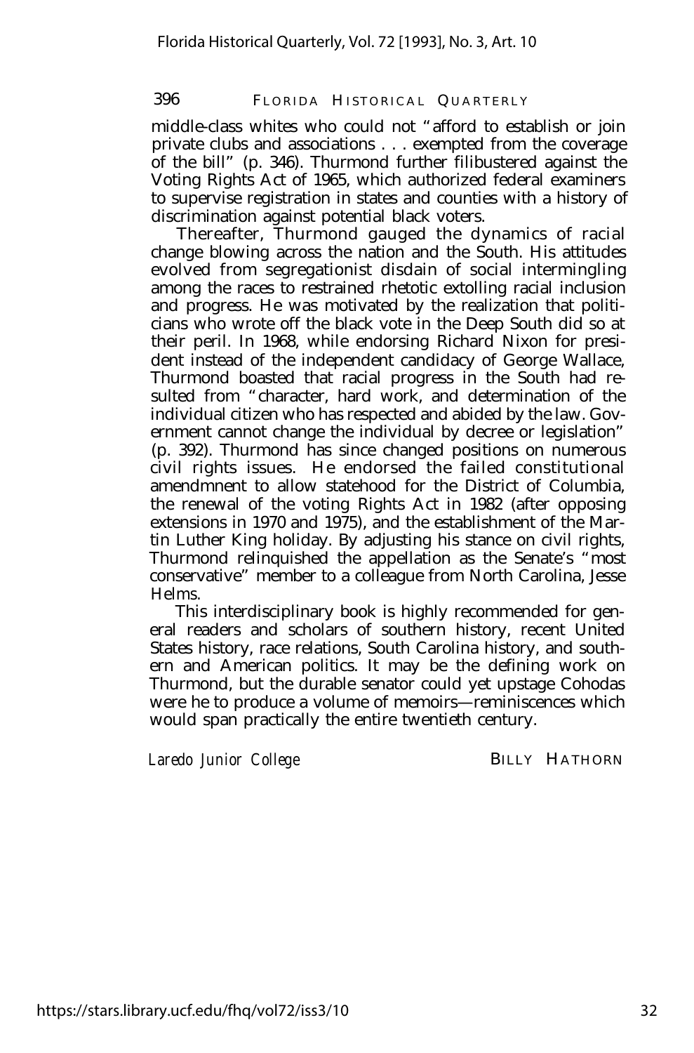middle-class whites who could not "afford to establish or join private clubs and associations . . . exempted from the coverage of the bill" (p. 346). Thurmond further filibustered against the Voting Rights Act of 1965, which authorized federal examiners to supervise registration in states and counties with a history of discrimination against potential black voters.

Thereafter, Thurmond gauged the dynamics of racial change blowing across the nation and the South. His attitudes evolved from segregationist disdain of social intermingling among the races to restrained rhetotic extolling racial inclusion and progress. He was motivated by the realization that politicians who wrote off the black vote in the Deep South did so at their peril. In 1968, while endorsing Richard Nixon for president instead of the independent candidacy of George Wallace, Thurmond boasted that racial progress in the South had resulted from "character, hard work, and determination of the individual citizen who has respected and abided by the law. Government cannot change the individual by decree or legislation" (p. 392). Thurmond has since changed positions on numerous civil rights issues. He endorsed the failed constitutional amendmnent to allow statehood for the District of Columbia, the renewal of the voting Rights Act in 1982 (after opposing extensions in 1970 and 1975), and the establishment of the Martin Luther King holiday. By adjusting his stance on civil rights, Thurmond relinquished the appellation as the Senate's "most conservative" member to a colleague from North Carolina, Jesse Helms.

This interdisciplinary book is highly recommended for general readers and scholars of southern history, recent United States history, race relations, South Carolina history, and southern and American politics. It may be the defining work on Thurmond, but the durable senator could yet upstage Cohodas were he to produce a volume of memoirs—reminiscences which would span practically the entire twentieth century.

*Laredo Junior College* BILLY HATHORN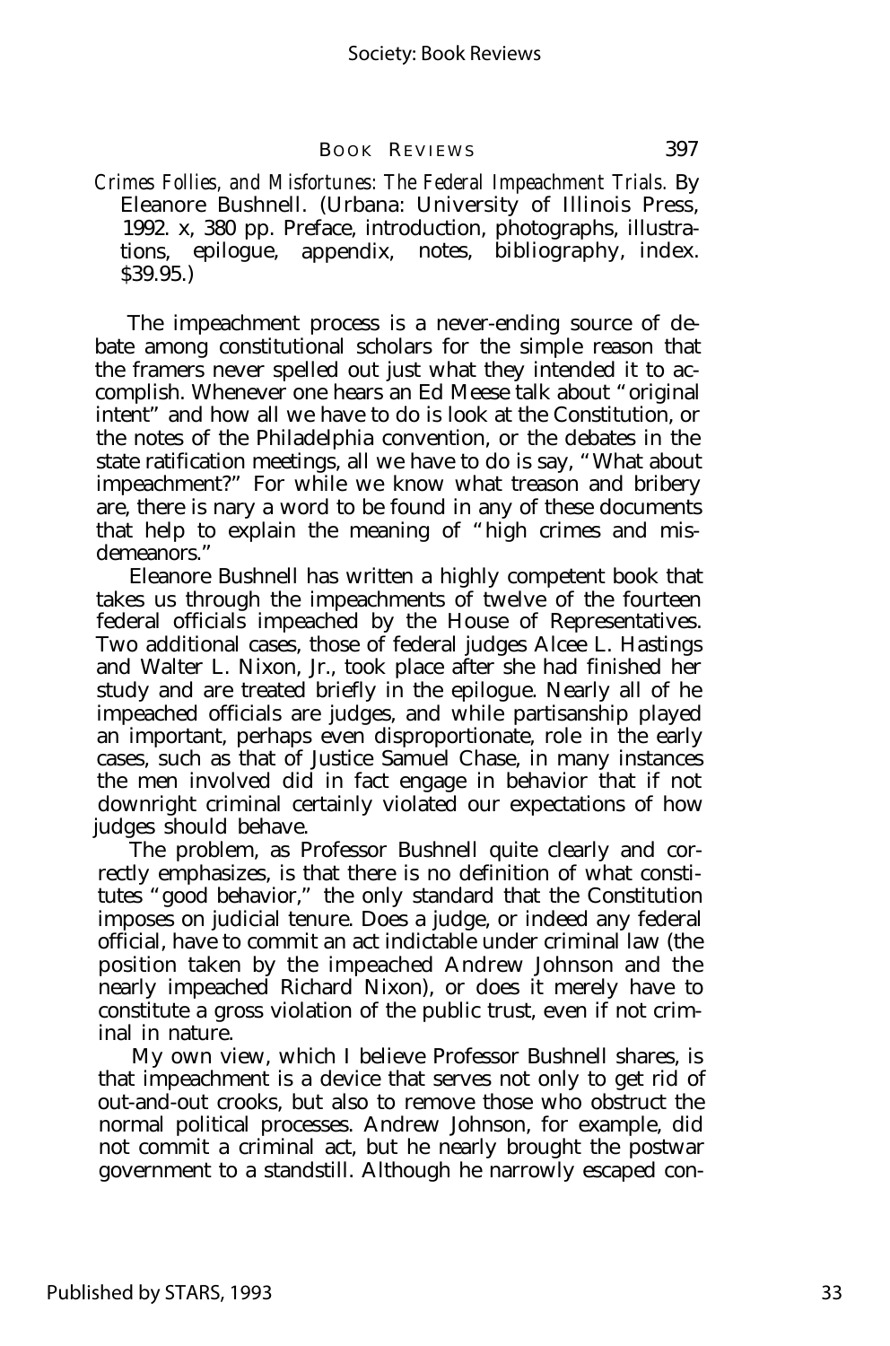*Crimes Follies, and Misfortunes: The Federal Impeachment Trials.* By Eleanore Bushnell. (Urbana: University of Illinois Press, 1992. x, 380 pp. Preface, introduction, photographs, illustrations, epilogue, appendix, notes, bibliography, index. $39.95.)

The impeachment process is a never-ending source of debate among constitutional scholars for the simple reason that the framers never spelled out just what they intended it to accomplish. Whenever one hears an Ed Meese talk about "original intent" and how all we have to do is look at the Constitution, or the notes of the Philadelphia convention, or the debates in the state ratification meetings, all we have to do is say, "What about impeachment?" For while we know what treason and bribery are, there is nary a word to be found in any of these documents that help to explain the meaning of "high crimes and misdemeanors."

Eleanore Bushnell has written a highly competent book that takes us through the impeachments of twelve of the fourteen federal officials impeached by the House of Representatives. Two additional cases, those of federal judges Alcee L. Hastings and Walter L. Nixon, Jr., took place after she had finished her study and are treated briefly in the epilogue. Nearly all of he impeached officials are judges, and while partisanship played an important, perhaps even disproportionate, role in the early cases, such as that of Justice Samuel Chase, in many instances the men involved did in fact engage in behavior that if not downright criminal certainly violated our expectations of how judges should behave.

The problem, as Professor Bushnell quite clearly and correctly emphasizes, is that there is no definition of what constitutes "good behavior," the only standard that the Constitution imposes on judicial tenure. Does a judge, or indeed any federal official, have to commit an act indictable under criminal law (the position taken by the impeached Andrew Johnson and the nearly impeached Richard Nixon), or does it merely have to constitute a gross violation of the public trust, even if not criminal in nature.

My own view, which I believe Professor Bushnell shares, is that impeachment is a device that serves not only to get rid of out-and-out crooks, but also to remove those who obstruct the normal political processes. Andrew Johnson, for example, did not commit a criminal act, but he nearly brought the postwar government to a standstill. Although he narrowly escaped con-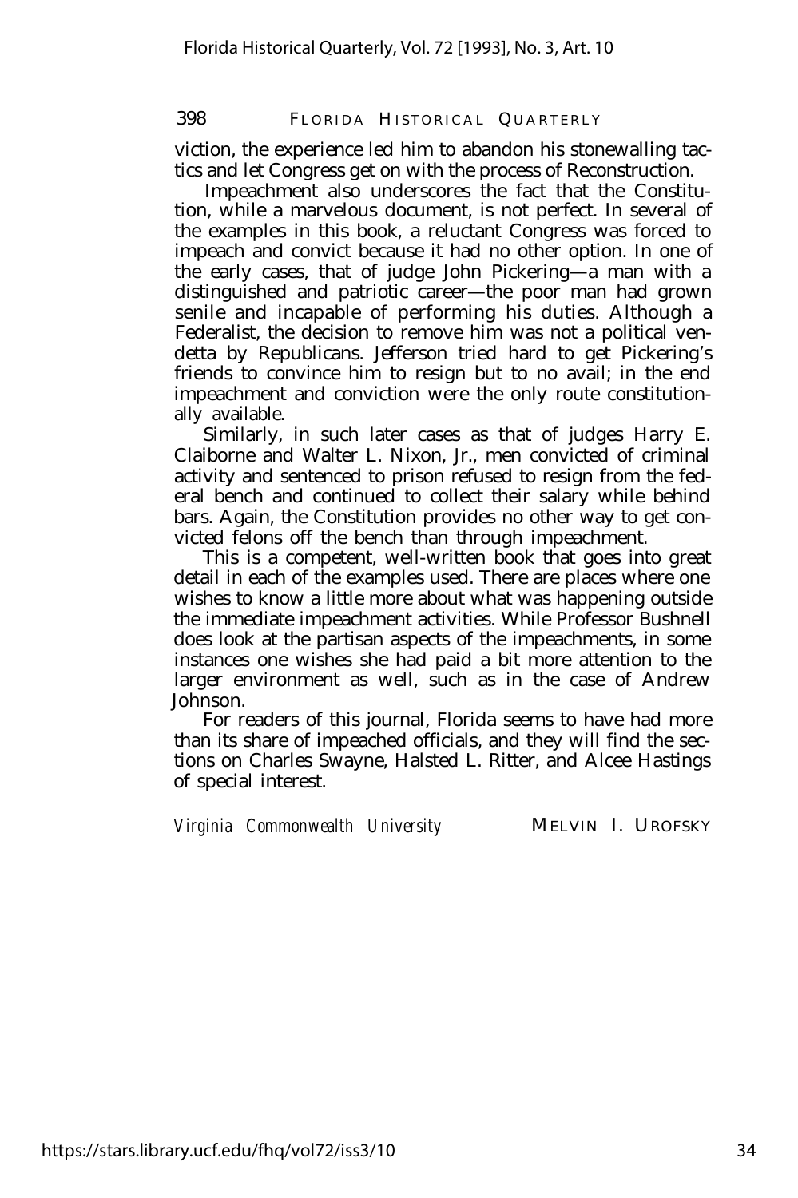viction, the experience led him to abandon his stonewalling tactics and let Congress get on with the process of Reconstruction.

Impeachment also underscores the fact that the Constitution, while a marvelous document, is not perfect. In several of the examples in this book, a reluctant Congress was forced to impeach and convict because it had no other option. In one of the early cases, that of judge John Pickering—a man with a distinguished and patriotic career—the poor man had grown senile and incapable of performing his duties. Although a Federalist, the decision to remove him was not a political vendetta by Republicans. Jefferson tried hard to get Pickering's friends to convince him to resign but to no avail; in the end impeachment and conviction were the only route constitutionally available.

Similarly, in such later cases as that of judges Harry E. Claiborne and Walter L. Nixon, Jr., men convicted of criminal activity and sentenced to prison refused to resign from the federal bench and continued to collect their salary while behind bars. Again, the Constitution provides no other way to get convicted felons off the bench than through impeachment.

This is a competent, well-written book that goes into great detail in each of the examples used. There are places where one wishes to know a little more about what was happening outside the immediate impeachment activities. While Professor Bushnell does look at the partisan aspects of the impeachments, in some instances one wishes she had paid a bit more attention to the larger environment as well, such as in the case of Andrew Johnson.

For readers of this journal, Florida seems to have had more than its share of impeached officials, and they will find the sections on Charles Swayne, Halsted L. Ritter, and Alcee Hastings of special interest.

*Virginia Commonwealth University* MELVIN I. UROFSKY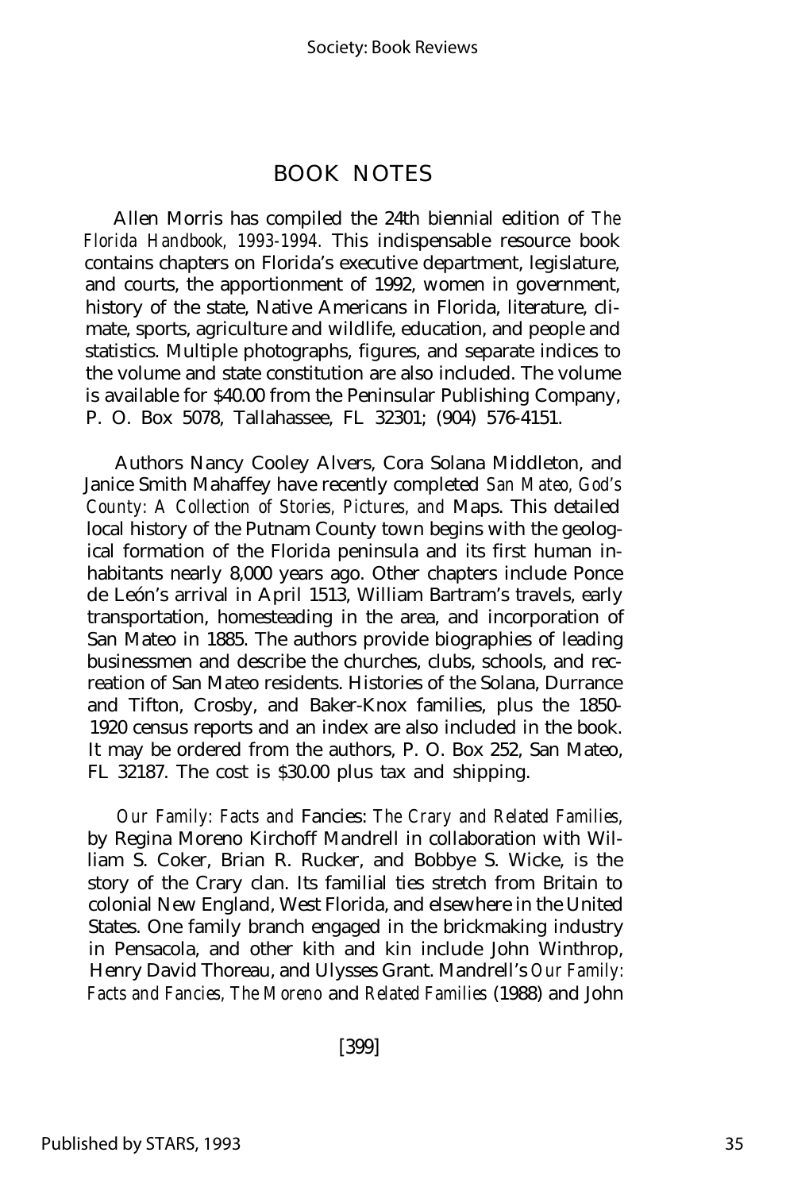## BOOK NOTES

Allen Morris has compiled the 24th biennial edition of *The Florida Handbook, 1993-1994.* This indispensable resource book contains chapters on Florida's executive department, legislature, and courts, the apportionment of 1992, women in government, history of the state, Native Americans in Florida, literature, climate, sports, agriculture and wildlife, education, and people and statistics. Multiple photographs, figures, and separate indices to the volume and state constitution are also included. The volume is available for $40.00 from the Peninsular Publishing Company, P. O. Box 5078, Tallahassee, FL 32301; (904) 576-4151.

Authors Nancy Cooley Alvers, Cora Solana Middleton, and Janice Smith Mahaffey have recently completed *San Mateo, God's County: A Collection of Stories, Pictures, and* Maps. This detailed local history of the Putnam County town begins with the geological formation of the Florida peninsula and its first human inhabitants nearly 8,000 years ago. Other chapters include Ponce de León's arrival in April 1513, William Bartram's travels, early transportation, homesteading in the area, and incorporation of San Mateo in 1885. The authors provide biographies of leading businessmen and describe the churches, clubs, schools, and recreation of San Mateo residents. Histories of the Solana, Durrance and Tifton, Crosby, and Baker-Knox families, plus the 1850-1920 census reports and an index are also included in the book. It may be ordered from the authors, P. O. Box 252, San Mateo, FL 32187. The cost is $30.00 plus tax and shipping.

*Our Family: Facts and* Fancies: *The Crary and Related Families,* by Regina Moreno Kirchoff Mandrell in collaboration with William S. Coker, Brian R. Rucker, and Bobbye S. Wicke, is the story of the Crary clan. Its familial ties stretch from Britain to colonial New England, West Florida, and elsewhere in the United States. One family branch engaged in the brickmaking industry in Pensacola, and other kith and kin include John Winthrop, Henry David Thoreau, and Ulysses Grant. Mandrell's *Our Family: Facts and Fancies, The Moreno* and *Related Families* (1988) and John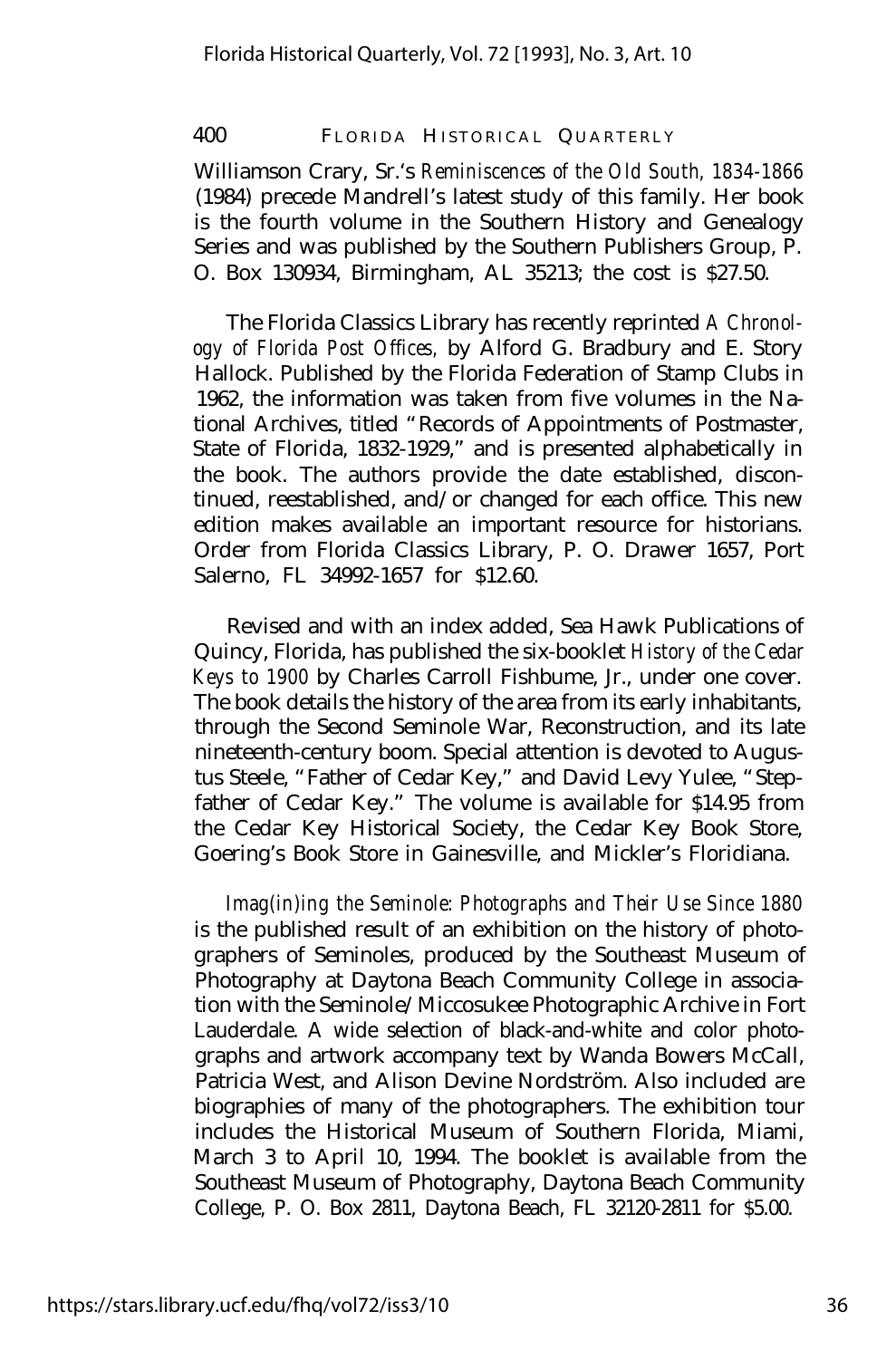Williamson Crary, Sr.'s *Reminiscences of the Old South, 1834-1866* (1984) precede Mandrell's latest study of this family. Her book is the fourth volume in the Southern History and Genealogy Series and was published by the Southern Publishers Group, P. O. Box 130934, Birmingham, AL 35213; the cost is $27.50.

The Florida Classics Library has recently reprinted *A Chronology of Florida Post Offices,* by Alford G. Bradbury and E. Story Hallock. Published by the Florida Federation of Stamp Clubs in 1962, the information was taken from five volumes in the National Archives, titled "Records of Appointments of Postmaster, State of Florida, 1832-1929," and is presented alphabetically in the book. The authors provide the date established, discontinued, reestablished, and/or changed for each office. This new edition makes available an important resource for historians. Order from Florida Classics Library, P. O. Drawer 1657, Port Salerno, FL 34992-1657 for $12.60.

Revised and with an index added, Sea Hawk Publications of Quincy, Florida, has published the six-booklet *History of the Cedar Keys to 1900* by Charles Carroll Fishburne, Jr., under one cover. The book details the history of the area from its early inhabitants, through the Second Seminole War, Reconstruction, and its late nineteenth-century boom. Special attention is devoted to Augustus Steele, "Father of Cedar Key," and David Levy Yulee, "Stepfather of Cedar Key." The volume is available for $14.95 from the Cedar Key Historical Society, the Cedar Key Book Store, Goering's Book Store in Gainesville, and Mickler's Floridiana.

*Imag(in)ing the Seminole: Photographs and Their Use Since 1880* is the published result of an exhibition on the history of photographers of Seminoles, produced by the Southeast Museum of Photography at Daytona Beach Community College in association with the Seminole/Miccosukee Photographic Archive in Fort Lauderdale. A wide selection of black-and-white and color photographs and artwork accompany text by Wanda Bowers McCall, Patricia West, and Alison Devine Nordström. Also included are biographies of many of the photographers. The exhibition tour includes the Historical Museum of Southern Florida, Miami, March 3 to April 10, 1994. The booklet is available from the Southeast Museum of Photography, Daytona Beach Community College, P. O. Box 2811, Daytona Beach, FL 32120-2811 for $5.00.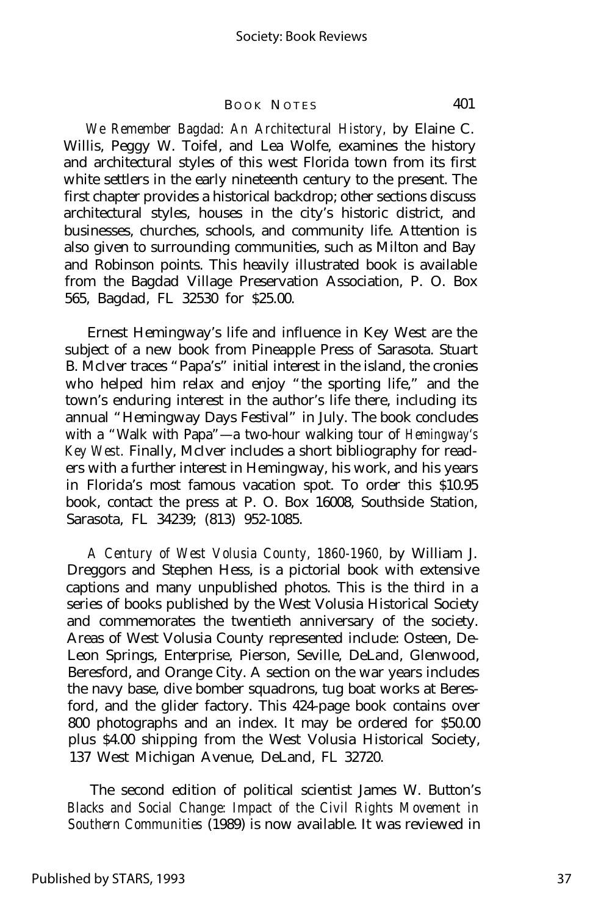*We Remember Bagdad: An Architectural History,* by Elaine C. Willis, Peggy W. Toifel, and Lea Wolfe, examines the history and architectural styles of this west Florida town from its first white settlers in the early nineteenth century to the present. The first chapter provides a historical backdrop; other sections discuss architectural styles, houses in the city's historic district, and businesses, churches, schools, and community life. Attention is also given to surrounding communities, such as Milton and Bay and Robinson points. This heavily illustrated book is available from the Bagdad Village Preservation Association, P. O. Box 565, Bagdad, FL 32530 for $25.00.

Ernest Hemingway's life and influence in Key West are the subject of a new book from Pineapple Press of Sarasota. Stuart B. McIver traces "Papa's" initial interest in the island, the cronies who helped him relax and enjoy "the sporting life," and the town's enduring interest in the author's life there, including its annual "Hemingway Days Festival" in July. The book concludes with a "Walk with Papa"—a two-hour walking tour of *Hemingway's Key West.* Finally, McIver includes a short bibliography for readers with a further interest in Hemingway, his work, and his years in Florida's most famous vacation spot. To order this $10.95 book, contact the press at P. O. Box 16008, Southside Station, Sarasota, FL 34239; (813) 952-1085.

*A Century of West Volusia County, 1860-1960,* by William J. Dreggors and Stephen Hess, is a pictorial book with extensive captions and many unpublished photos. This is the third in a series of books published by the West Volusia Historical Society and commemorates the twentieth anniversary of the society. Areas of West Volusia County represented include: Osteen, De-Leon Springs, Enterprise, Pierson, Seville, DeLand, Glenwood, Beresford, and Orange City. A section on the war years includes the navy base, dive bomber squadrons, tug boat works at Beresford, and the glider factory. This 424-page book contains over 800 photographs and an index. It may be ordered for $50.00 plus $4.00 shipping from the West Volusia Historical Society, 137 West Michigan Avenue, DeLand, FL 32720.

The second edition of political scientist James W. Button's *Blacks and Social Change: Impact of the Civil Rights Movement in Southern Communities* (1989) is now available. It was reviewed in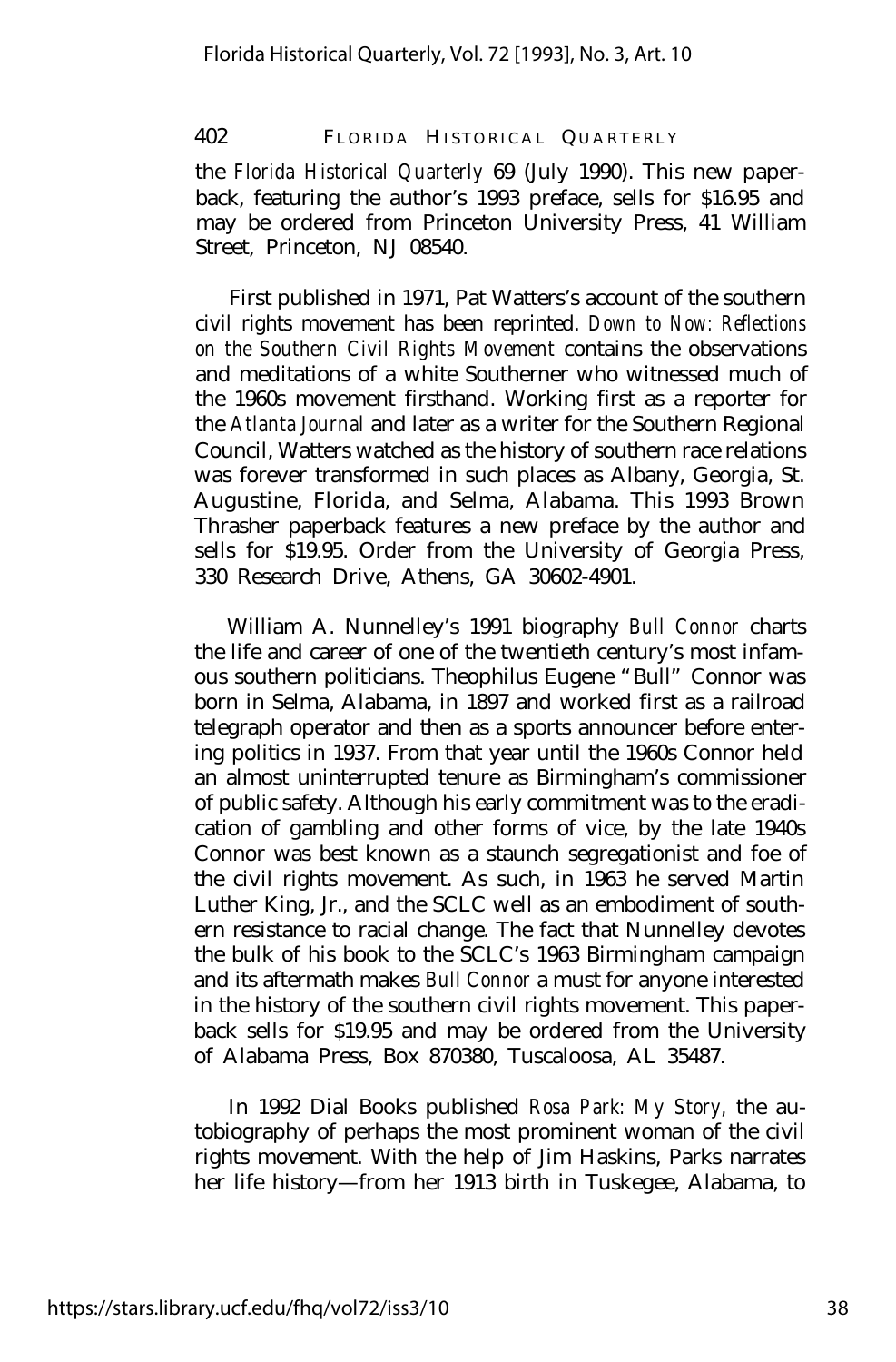the *Florida Historical Quarterly* 69 (July 1990). This new paperback, featuring the author's 1993 preface, sells for $16.95 and may be ordered from Princeton University Press, 41 William Street, Princeton, NJ 08540.

First published in 1971, Pat Watters's account of the southern civil rights movement has been reprinted. *Down to Now: Reflections on the Southern Civil Rights Movement* contains the observations and meditations of a white Southerner who witnessed much of the 1960s movement firsthand. Working first as a reporter for the *Atlanta Journal* and later as a writer for the Southern Regional Council, Watters watched as the history of southern race relations was forever transformed in such places as Albany, Georgia, St. Augustine, Florida, and Selma, Alabama. This 1993 Brown Thrasher paperback features a new preface by the author and sells for $19.95. Order from the University of Georgia Press, 330 Research Drive, Athens, GA 30602-4901.

William A. Nunnelley's 1991 biography *Bull Connor* charts the life and career of one of the twentieth century's most infamous southern politicians. Theophilus Eugene "Bull" Connor was born in Selma, Alabama, in 1897 and worked first as a railroad telegraph operator and then as a sports announcer before entering politics in 1937. From that year until the 1960s Connor held an almost uninterrupted tenure as Birmingham's commissioner of public safety. Although his early commitment was to the eradication of gambling and other forms of vice, by the late 1940s Connor was best known as a staunch segregationist and foe of the civil rights movement. As such, in 1963 he served Martin Luther King, Jr., and the SCLC well as an embodiment of southern resistance to racial change. The fact that Nunnelley devotes the bulk of his book to the SCLC's 1963 Birmingham campaign and its aftermath makes *Bull Connor* a must for anyone interested in the history of the southern civil rights movement. This paperback sells for $19.95 and may be ordered from the University of Alabama Press, Box 870380, Tuscaloosa, AL 35487.

In 1992 Dial Books published *Rosa Park: My Story*, the autobiography of perhaps the most prominent woman of the civil rights movement. With the help of Jim Haskins, Parks narrates her life history—from her 1913 birth in Tuskegee, Alabama, to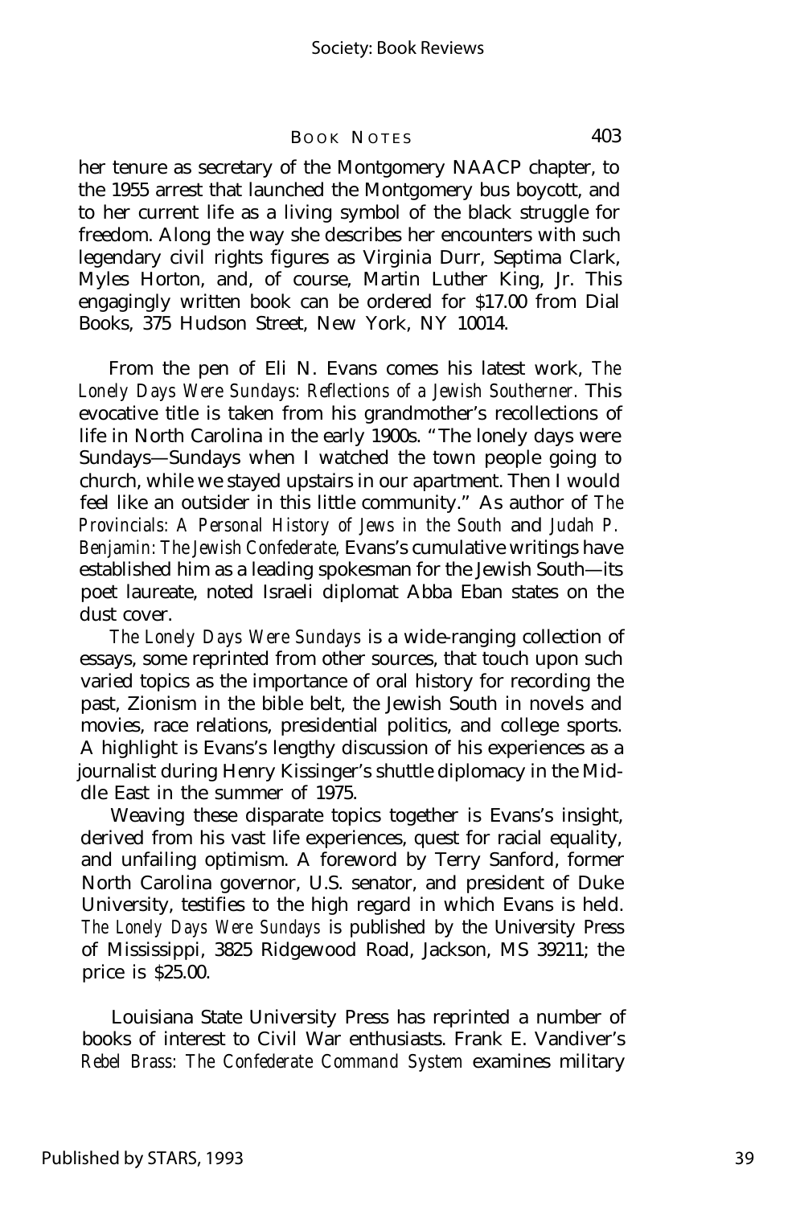her tenure as secretary of the Montgomery NAACP chapter, to the 1955 arrest that launched the Montgomery bus boycott, and to her current life as a living symbol of the black struggle for freedom. Along the way she describes her encounters with such legendary civil rights figures as Virginia Durr, Septima Clark, Myles Horton, and, of course, Martin Luther King, Jr. This engagingly written book can be ordered for $17.00 from Dial Books, 375 Hudson Street, New York, NY 10014.

From the pen of Eli N. Evans comes his latest work, *The Lonely Days Were Sundays: Reflections of a Jewish Southerner.* This evocative title is taken from his grandmother's recollections of life in North Carolina in the early 1900s. "The lonely days were Sundays—Sundays when I watched the town people going to church, while we stayed upstairs in our apartment. Then I would feel like an outsider in this little community." As author of *The Provincials: A Personal History of Jews in the South* and *Judah P. Benjamin: The Jewish Confederate,* Evans's cumulative writings have established him as a leading spokesman for the Jewish South—its poet laureate, noted Israeli diplomat Abba Eban states on the dust cover.

*The Lonely Days Were Sundays* is a wide-ranging collection of essays, some reprinted from other sources, that touch upon such varied topics as the importance of oral history for recording the past, Zionism in the bible belt, the Jewish South in novels and movies, race relations, presidential politics, and college sports. A highlight is Evans's lengthy discussion of his experiences as a journalist during Henry Kissinger's shuttle diplomacy in the Middle East in the summer of 1975.

Weaving these disparate topics together is Evans's insight, derived from his vast life experiences, quest for racial equality, and unfailing optimism. A foreword by Terry Sanford, former North Carolina governor, U.S. senator, and president of Duke University, testifies to the high regard in which Evans is held. *The Lonely Days Were Sundays* is published by the University Press of Mississippi, 3825 Ridgewood Road, Jackson, MS 39211; the price is $25.00.

Louisiana State University Press has reprinted a number of books of interest to Civil War enthusiasts. Frank E. Vandiver's *Rebel Brass: The Confederate Command System* examines military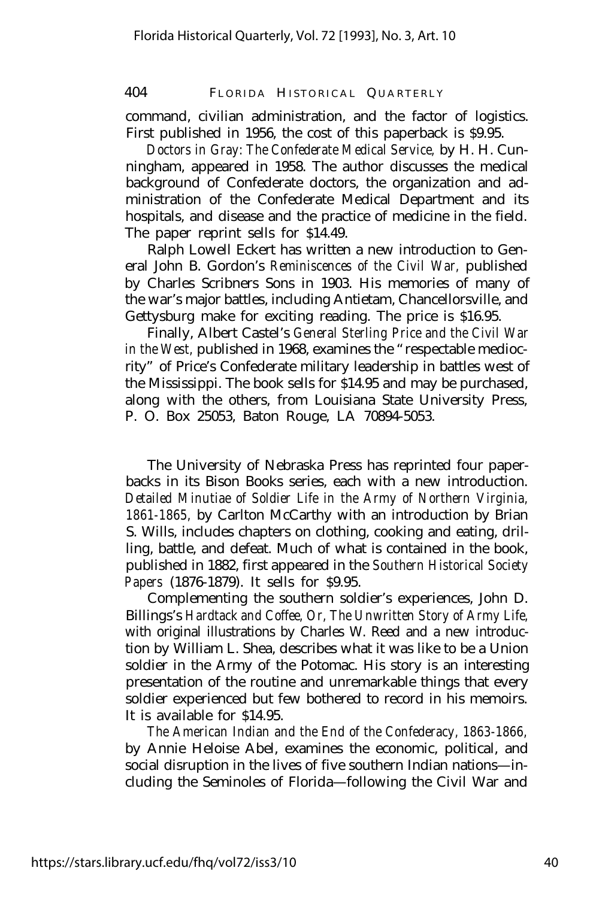command, civilian administration, and the factor of logistics. First published in 1956, the cost of this paperback is $9.95.

*Doctors in Gray: The Confederate Medical Service,* by H. H. Cunningham, appeared in 1958. The author discusses the medical background of Confederate doctors, the organization and administration of the Confederate Medical Department and its hospitals, and disease and the practice of medicine in the field. The paper reprint sells for $14.49.

Ralph Lowell Eckert has written a new introduction to General John B. Gordon's *Reminiscences of the Civil War,* published by Charles Scribners Sons in 1903. His memories of many of the war's major battles, including Antietam, Chancellorsville, and Gettysburg make for exciting reading. The price is $16.95.

Finally, Albert Castel's *General Sterling Price and the Civil War in the West,* published in 1968, examines the "respectable mediocrity" of Price's Confederate military leadership in battles west of the Mississippi. The book sells for $14.95 and may be purchased, along with the others, from Louisiana State University Press, P. O. Box 25053, Baton Rouge, LA 70894-5053.

The University of Nebraska Press has reprinted four paperbacks in its Bison Books series, each with a new introduction. *Detailed Minutiae of Soldier Life in the Army of Northern Virginia, 1861-1865,* by Carlton McCarthy with an introduction by Brian S. Wills, includes chapters on clothing, cooking and eating, drilling, battle, and defeat. Much of what is contained in the book, published in 1882, first appeared in the *Southern Historical Society Papers* (1876-1879). It sells for $9.95.

Complementing the southern soldier's experiences, John D. Billings's *Hardtack and Coffee, Or, The Unwritten Story of Army Life,* with original illustrations by Charles W. Reed and a new introduction by William L. Shea, describes what it was like to be a Union soldier in the Army of the Potomac. His story is an interesting presentation of the routine and unremarkable things that every soldier experienced but few bothered to record in his memoirs. It is available for $14.95.

*The American Indian and the End of the Confederacy, 1863-1866,* by Annie Heloise Abel, examines the economic, political, and social disruption in the lives of five southern Indian nations— including the Seminoles of Florida— following the Civil War and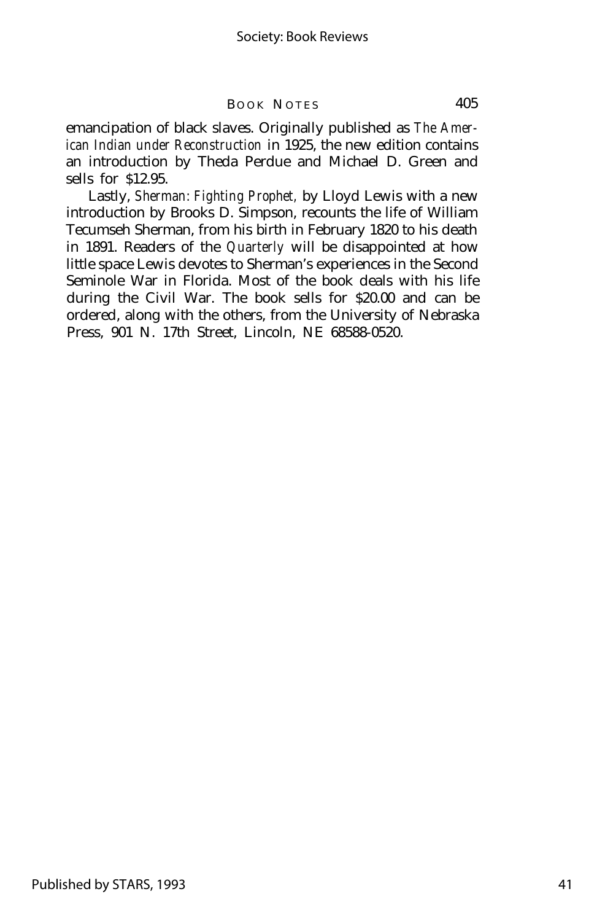emancipation of black slaves. Originally published as *The American Indian under Reconstruction* in 1925, the new edition contains an introduction by Theda Perdue and Michael D. Green and sells for $12.95.

Lastly, *Sherman: Fighting Prophet,* by Lloyd Lewis with a new introduction by Brooks D. Simpson, recounts the life of William Tecumseh Sherman, from his birth in February 1820 to his death in 1891. Readers of the *Quarterly* will be disappointed at how little space Lewis devotes to Sherman's experiences in the Second Seminole War in Florida. Most of the book deals with his life during the Civil War. The book sells for $20.00 and can be ordered, along with the others, from the University of Nebraska Press, 901 N. 17th Street, Lincoln, NE 68588-0520.